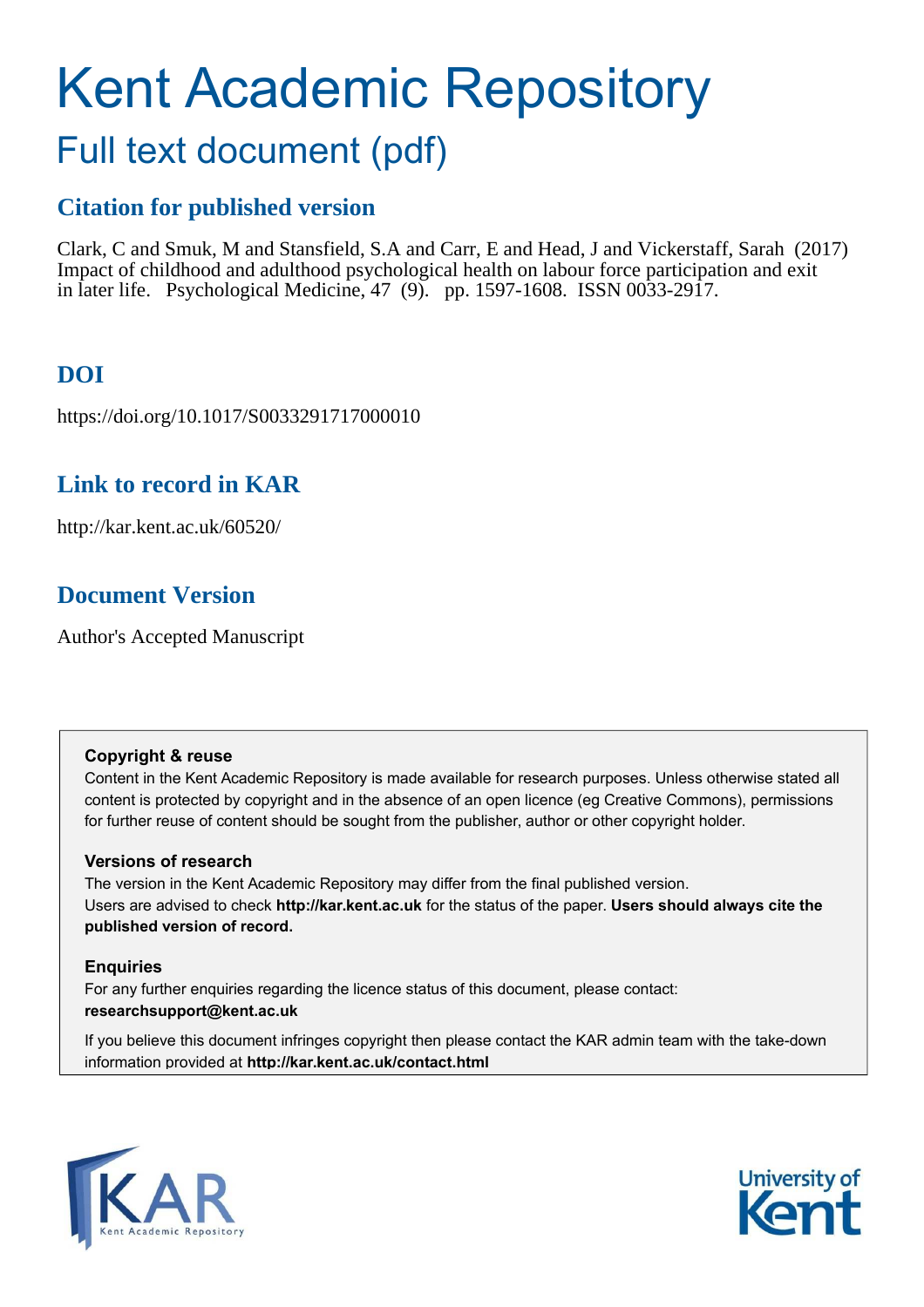# Kent Academic Repository

## Full text document (pdf)

### Citation for published version

Clark, C and Smuk, M and Stansfield, S.A and Carr, E and Head, J and Vickerstaff, Sarah (2017) Impact of childhood and adulthood psychological health on labour force participation and exit in later life. Psychological Medicine, 47 (9). pp. 1597-1608. ISSN 0033-2917.

### DOI

https://doi.org/10.1017/S0033291717000010

### Link to record in KAR

http://kar.kent.ac.uk/60520/

### Document Version

Author's Accepted Manuscript

**Copyright & reuse**

Content in the Kent Academic Repository is made available for research purposes. Unless otherwise stated all content is protected by copyright and in the absence of an open licence (eg Creative Commons), permissions for further reuse of content should be sought from the publisher, author or other copyright holder.

**Versions of research**

The version in the Kent Academic Repository may differ from the final published version. Users are advised to check **http://kar.kent.ac.uk** for the status of the paper. **Users should always cite the published version of record.**

**Enquiries**

For any further enquiries regarding the licence status of this document, please contact: **researchsupport@kent.ac.uk**

If you believe this document infringes copyright then please contact the KAR admin team with the take-down information provided at **http://kar.kent.ac.uk/contact.html**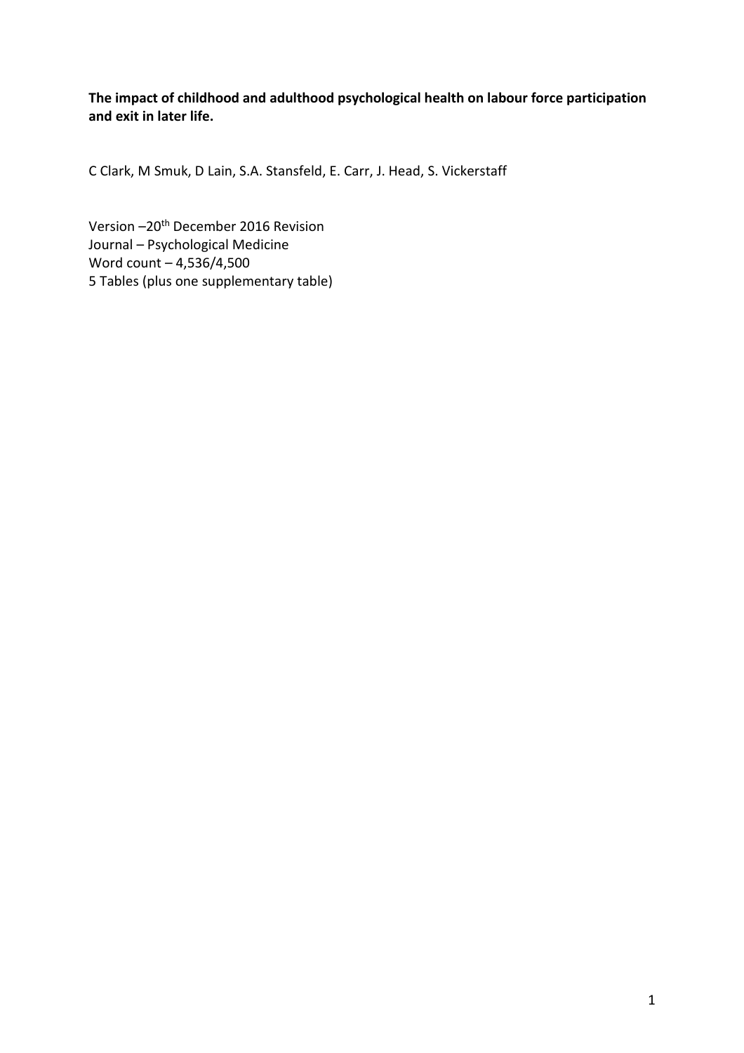**The impact of childhood and adulthood psychological health on labour force participation and exit in later life.**

C Clark, M Smuk, D Lain, S.A. Stansfeld, E. Carr, J. Head, S. Vickerstaff

Version –20th December 2016 Revision
Journal – Psychological Medicine
Word count – 4,536/4,500
5 Tables (plus one supplementary table)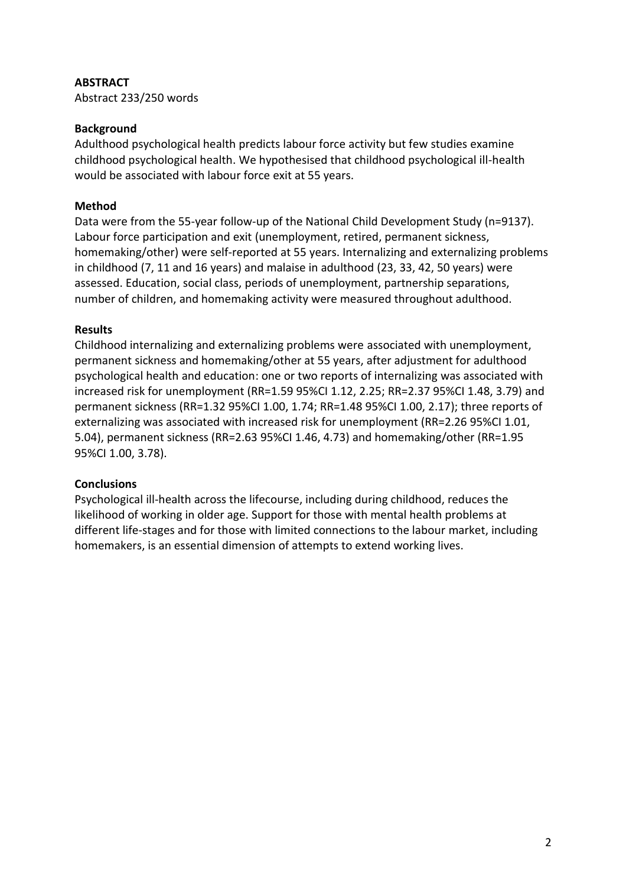**ABSTRACT**

Abstract 233/250 words

**Background**

Adulthood psychological health predicts labour force activity but few studies examine childhood psychological health. We hypothesised that childhood psychological ill-health would be associated with labour force exit at 55 years.

**Method**

Data were from the 55-year follow-up of the National Child Development Study (n=9137). Labour force participation and exit (unemployment, retired, permanent sickness, homemaking/other) were self-reported at 55 years. Internalizing and externalizing problems in childhood (7, 11 and 16 years) and malaise in adulthood (23, 33, 42, 50 years) were assessed. Education, social class, periods of unemployment, partnership separations, number of children, and homemaking activity were measured throughout adulthood.

**Results**

Childhood internalizing and externalizing problems were associated with unemployment, permanent sickness and homemaking/other at 55 years, after adjustment for adulthood psychological health and education: one or two reports of internalizing was associated with increased risk for unemployment (RR=1.59 95%CI 1.12, 2.25; RR=2.37 95%CI 1.48, 3.79) and permanent sickness (RR=1.32 95%CI 1.00, 1.74; RR=1.48 95%CI 1.00, 2.17); three reports of externalizing was associated with increased risk for unemployment (RR=2.26 95%CI 1.01, 5.04), permanent sickness (RR=2.63 95%CI 1.46, 4.73) and homemaking/other (RR=1.95 95%CI 1.00, 3.78).

**Conclusions**

Psychological ill-health across the lifecourse, including during childhood, reduces the likelihood of working in older age. Support for those with mental health problems at different life-stages and for those with limited connections to the labour market, including homemakers, is an essential dimension of attempts to extend working lives.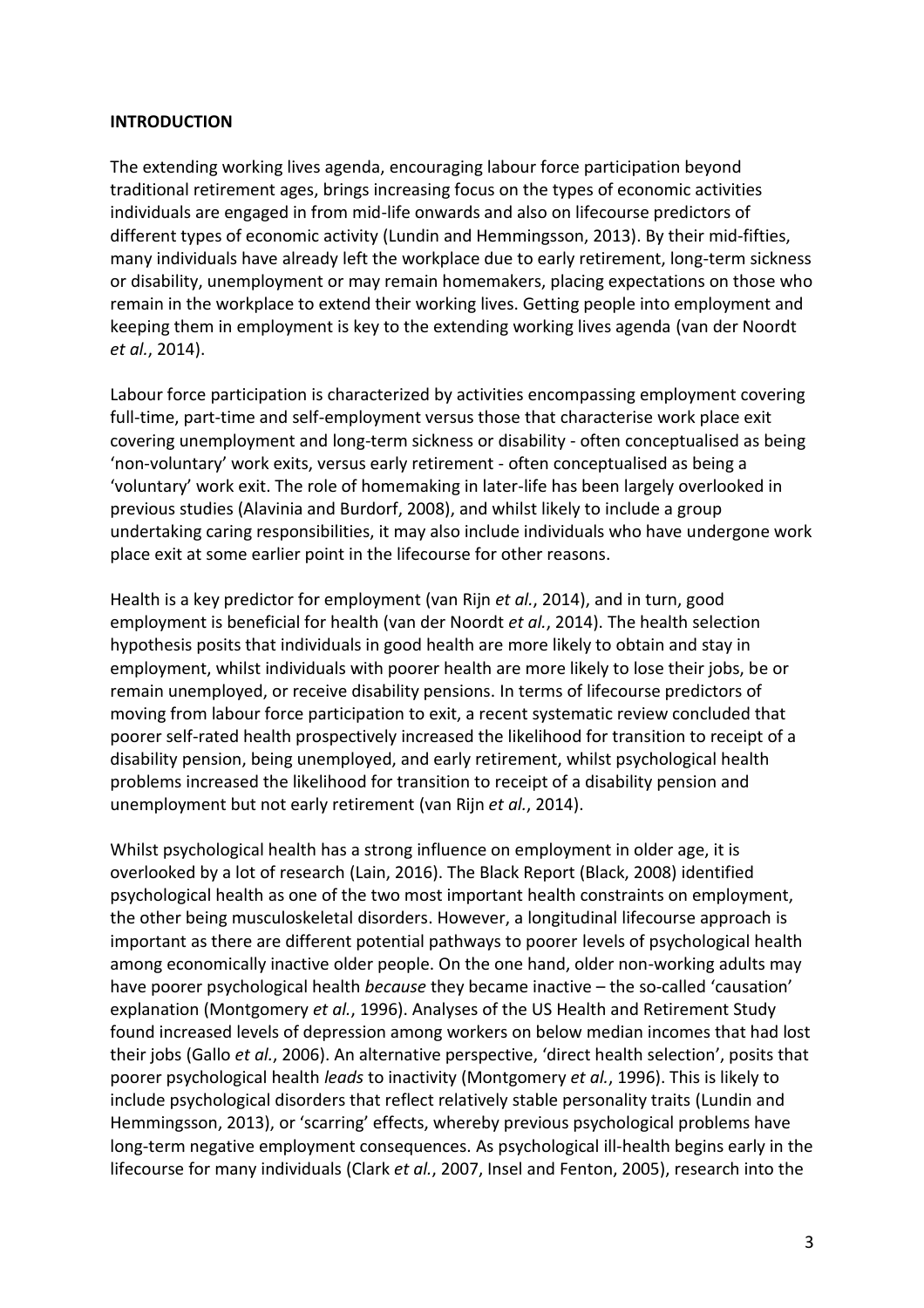**INTRODUCTION**

The extending working lives agenda, encouraging labour force participation beyond traditional retirement ages, brings increasing focus on the types of economic activities individuals are engaged in from mid-life onwards and also on lifecourse predictors of different types of economic activity (Lundin and Hemmingsson, 2013). By their mid-fifties, many individuals have already left the workplace due to early retirement, long-term sickness or disability, unemployment or may remain homemakers, placing expectations on those who remain in the workplace to extend their working lives. Getting people into employment and keeping them in employment is key to the extending working lives agenda (van der Noordt *et al.*, 2014).

Labour force participation is characterized by activities encompassing employment covering full-time, part-time and self-employment versus those that characterise work place exit covering unemployment and long-term sickness or disability - often conceptualised as being 'non-voluntary' work exits, versus early retirement - often conceptualised as being a 'voluntary' work exit. The role of homemaking in later-life has been largely overlooked in previous studies (Alavinia and Burdorf, 2008), and whilst likely to include a group undertaking caring responsibilities, it may also include individuals who have undergone work place exit at some earlier point in the lifecourse for other reasons.

Health is a key predictor for employment (van Rijn *et al.*, 2014), and in turn, good employment is beneficial for health (van der Noordt *et al.*, 2014). The health selection hypothesis posits that individuals in good health are more likely to obtain and stay in employment, whilst individuals with poorer health are more likely to lose their jobs, be or remain unemployed, or receive disability pensions. In terms of lifecourse predictors of moving from labour force participation to exit, a recent systematic review concluded that poorer self-rated health prospectively increased the likelihood for transition to receipt of a disability pension, being unemployed, and early retirement, whilst psychological health problems increased the likelihood for transition to receipt of a disability pension and unemployment but not early retirement (van Rijn *et al.*, 2014).

Whilst psychological health has a strong influence on employment in older age, it is overlooked by a lot of research (Lain, 2016). The Black Report (Black, 2008) identified psychological health as one of the two most important health constraints on employment, the other being musculoskeletal disorders. However, a longitudinal lifecourse approach is important as there are different potential pathways to poorer levels of psychological health among economically inactive older people. On the one hand, older non-working adults may have poorer psychological health *because* they became inactive – the so-called 'causation' explanation (Montgomery *et al.*, 1996). Analyses of the US Health and Retirement Study found increased levels of depression among workers on below median incomes that had lost their jobs (Gallo *et al.*, 2006). An alternative perspective, 'direct health selection', posits that poorer psychological health *leads* to inactivity (Montgomery *et al.*, 1996). This is likely to include psychological disorders that reflect relatively stable personality traits (Lundin and Hemmingsson, 2013), or 'scarring' effects, whereby previous psychological problems have long-term negative employment consequences. As psychological ill-health begins early in the lifecourse for many individuals (Clark *et al.*, 2007, Insel and Fenton, 2005), research into the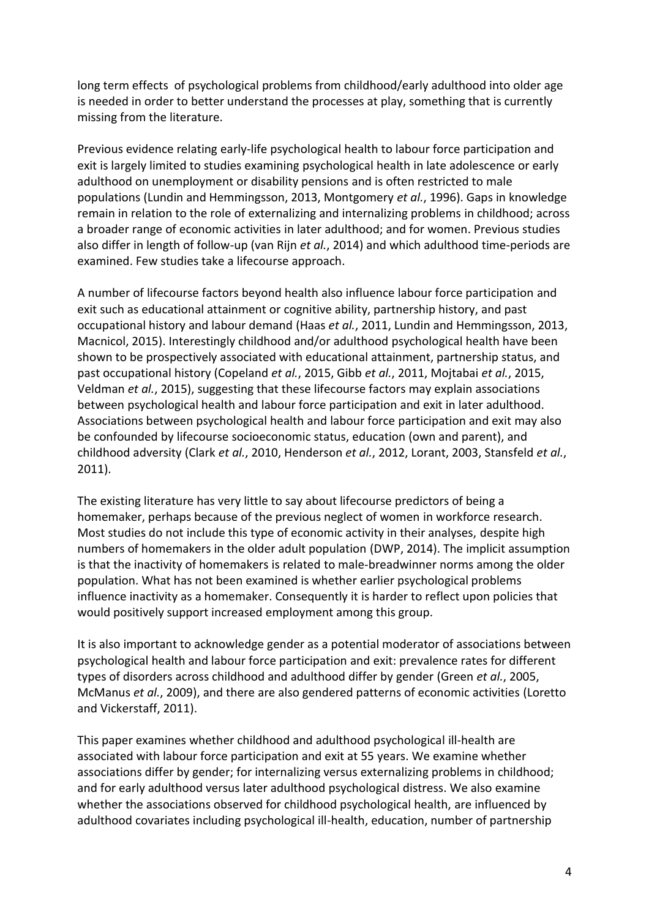long term effects  of psychological problems from childhood/early adulthood into older age is needed in order to better understand the processes at play, something that is currently missing from the literature.

Previous evidence relating early-life psychological health to labour force participation and exit is largely limited to studies examining psychological health in late adolescence or early adulthood on unemployment or disability pensions and is often restricted to male populations (Lundin and Hemmingsson, 2013, Montgomery *et al.*, 1996). Gaps in knowledge remain in relation to the role of externalizing and internalizing problems in childhood; across a broader range of economic activities in later adulthood; and for women. Previous studies also differ in length of follow-up (van Rijn *et al.*, 2014) and which adulthood time-periods are examined. Few studies take a lifecourse approach.

A number of lifecourse factors beyond health also influence labour force participation and exit such as educational attainment or cognitive ability, partnership history, and past occupational history and labour demand (Haas *et al.*, 2011, Lundin and Hemmingsson, 2013, Macnicol, 2015). Interestingly childhood and/or adulthood psychological health have been shown to be prospectively associated with educational attainment, partnership status, and past occupational history (Copeland *et al.*, 2015, Gibb *et al.*, 2011, Mojtabai *et al.*, 2015, Veldman *et al.*, 2015), suggesting that these lifecourse factors may explain associations between psychological health and labour force participation and exit in later adulthood. Associations between psychological health and labour force participation and exit may also be confounded by lifecourse socioeconomic status, education (own and parent), and childhood adversity (Clark *et al.*, 2010, Henderson *et al.*, 2012, Lorant, 2003, Stansfeld *et al.*, 2011).

The existing literature has very little to say about lifecourse predictors of being a homemaker, perhaps because of the previous neglect of women in workforce research. Most studies do not include this type of economic activity in their analyses, despite high numbers of homemakers in the older adult population (DWP, 2014). The implicit assumption is that the inactivity of homemakers is related to male-breadwinner norms among the older population. What has not been examined is whether earlier psychological problems influence inactivity as a homemaker. Consequently it is harder to reflect upon policies that would positively support increased employment among this group.

It is also important to acknowledge gender as a potential moderator of associations between psychological health and labour force participation and exit: prevalence rates for different types of disorders across childhood and adulthood differ by gender (Green *et al.*, 2005, McManus *et al.*, 2009), and there are also gendered patterns of economic activities (Loretto and Vickerstaff, 2011).

This paper examines whether childhood and adulthood psychological ill-health are associated with labour force participation and exit at 55 years. We examine whether associations differ by gender; for internalizing versus externalizing problems in childhood; and for early adulthood versus later adulthood psychological distress. We also examine whether the associations observed for childhood psychological health, are influenced by adulthood covariates including psychological ill-health, education, number of partnership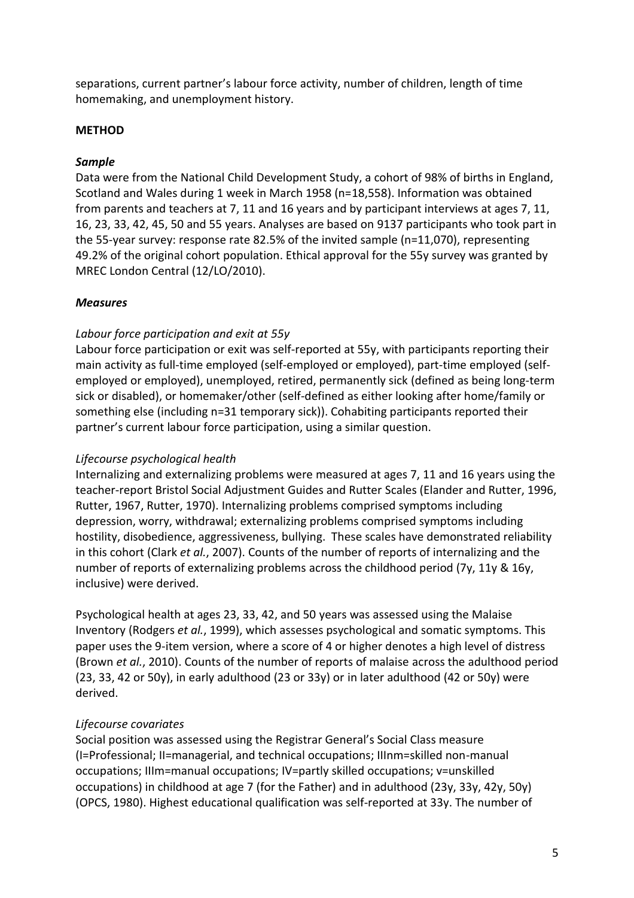separations, current partner's labour force activity, number of children, length of time homemaking, and unemployment history.

## METHOD

### *Sample*

Data were from the National Child Development Study, a cohort of 98% of births in England, Scotland and Wales during 1 week in March 1958 (n=18,558). Information was obtained from parents and teachers at 7, 11 and 16 years and by participant interviews at ages 7, 11, 16, 23, 33, 42, 45, 50 and 55 years. Analyses are based on 9137 participants who took part in the 55-year survey: response rate 82.5% of the invited sample (n=11,070), representing 49.2% of the original cohort population. Ethical approval for the 55y survey was granted by MREC London Central (12/LO/2010).

### *Measures*

#### *Labour force participation and exit at 55y*

Labour force participation or exit was self-reported at 55y, with participants reporting their main activity as full-time employed (self-employed or employed), part-time employed (self-employed or employed), unemployed, retired, permanently sick (defined as being long-term sick or disabled), or homemaker/other (self-defined as either looking after home/family or something else (including n=31 temporary sick)). Cohabiting participants reported their partner's current labour force participation, using a similar question.

#### *Lifecourse psychological health*

Internalizing and externalizing problems were measured at ages 7, 11 and 16 years using the teacher-report Bristol Social Adjustment Guides and Rutter Scales (Elander and Rutter, 1996, Rutter, 1967, Rutter, 1970). Internalizing problems comprised symptoms including depression, worry, withdrawal; externalizing problems comprised symptoms including hostility, disobedience, aggressiveness, bullying. These scales have demonstrated reliability in this cohort (Clark *et al.*, 2007). Counts of the number of reports of internalizing and the number of reports of externalizing problems across the childhood period (7y, 11y & 16y, inclusive) were derived.

Psychological health at ages 23, 33, 42, and 50 years was assessed using the Malaise Inventory (Rodgers *et al.*, 1999), which assesses psychological and somatic symptoms. This paper uses the 9-item version, where a score of 4 or higher denotes a high level of distress (Brown *et al.*, 2010). Counts of the number of reports of malaise across the adulthood period (23, 33, 42 or 50y), in early adulthood (23 or 33y) or in later adulthood (42 or 50y) were derived.

#### *Lifecourse covariates*

Social position was assessed using the Registrar General's Social Class measure (I=Professional; II=managerial, and technical occupations; IIInm=skilled non-manual occupations; IIIm=manual occupations; IV=partly skilled occupations; v=unskilled occupations) in childhood at age 7 (for the Father) and in adulthood (23y, 33y, 42y, 50y) (OPCS, 1980). Highest educational qualification was self-reported at 33y. The number of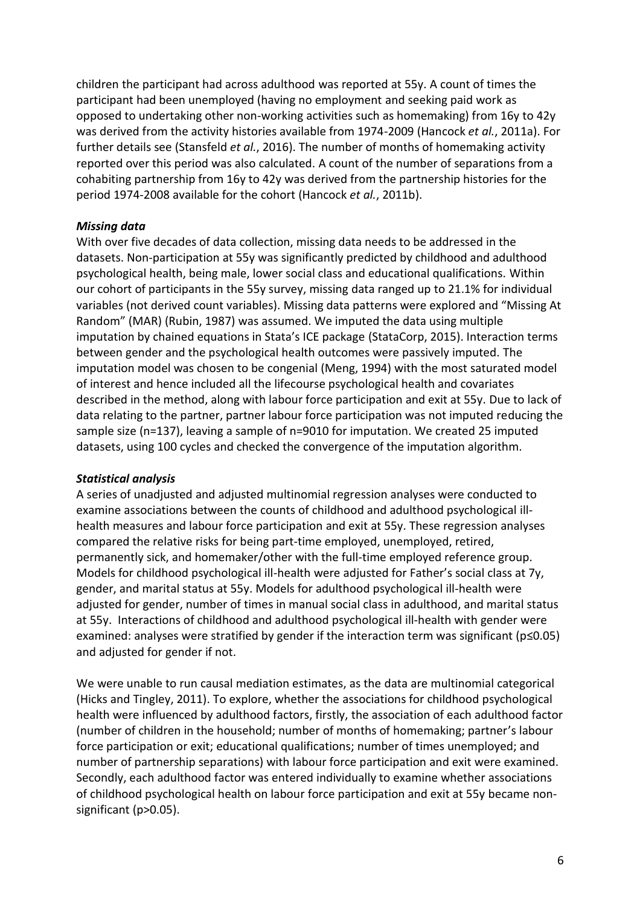children the participant had across adulthood was reported at 55y. A count of times the participant had been unemployed (having no employment and seeking paid work as opposed to undertaking other non-working activities such as homemaking) from 16y to 42y was derived from the activity histories available from 1974-2009 (Hancock *et al.*, 2011a). For further details see (Stansfeld *et al.*, 2016). The number of months of homemaking activity reported over this period was also calculated. A count of the number of separations from a cohabiting partnership from 16y to 42y was derived from the partnership histories for the period 1974-2008 available for the cohort (Hancock *et al.*, 2011b).

### *Missing data*

With over five decades of data collection, missing data needs to be addressed in the datasets. Non-participation at 55y was significantly predicted by childhood and adulthood psychological health, being male, lower social class and educational qualifications. Within our cohort of participants in the 55y survey, missing data ranged up to 21.1% for individual variables (not derived count variables). Missing data patterns were explored and "Missing At Random" (MAR) (Rubin, 1987) was assumed. We imputed the data using multiple imputation by chained equations in Stata's ICE package (StataCorp, 2015). Interaction terms between gender and the psychological health outcomes were passively imputed. The imputation model was chosen to be congenial (Meng, 1994) with the most saturated model of interest and hence included all the lifecourse psychological health and covariates described in the method, along with labour force participation and exit at 55y. Due to lack of data relating to the partner, partner labour force participation was not imputed reducing the sample size (n=137), leaving a sample of n=9010 for imputation. We created 25 imputed datasets, using 100 cycles and checked the convergence of the imputation algorithm.

### *Statistical analysis*

A series of unadjusted and adjusted multinomial regression analyses were conducted to examine associations between the counts of childhood and adulthood psychological ill-health measures and labour force participation and exit at 55y. These regression analyses compared the relative risks for being part-time employed, unemployed, retired, permanently sick, and homemaker/other with the full-time employed reference group. Models for childhood psychological ill-health were adjusted for Father's social class at 7y, gender, and marital status at 55y. Models for adulthood psychological ill-health were adjusted for gender, number of times in manual social class in adulthood, and marital status at 55y. Interactions of childhood and adulthood psychological ill-health with gender were examined: analyses were stratified by gender if the interaction term was significant ($p \leq 0.05$) and adjusted for gender if not.

We were unable to run causal mediation estimates, as the data are multinomial categorical (Hicks and Tingley, 2011). To explore, whether the associations for childhood psychological health were influenced by adulthood factors, firstly, the association of each adulthood factor (number of children in the household; number of months of homemaking; partner's labour force participation or exit; educational qualifications; number of times unemployed; and number of partnership separations) with labour force participation and exit were examined. Secondly, each adulthood factor was entered individually to examine whether associations of childhood psychological health on labour force participation and exit at 55y became non-significant ($p > 0.05$).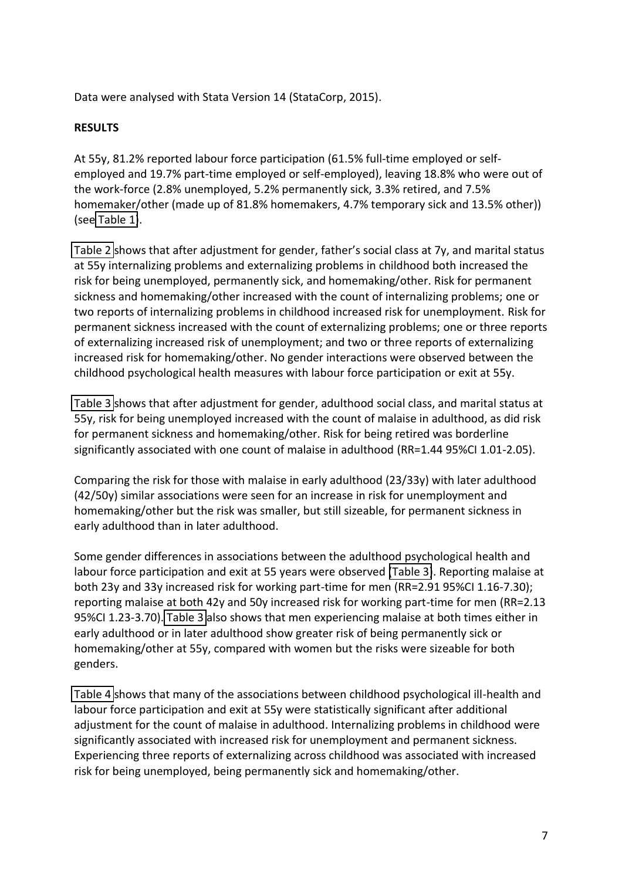Data were analysed with Stata Version 14 (StataCorp, 2015).

**RESULTS**

At 55y, 81.2% reported labour force participation (61.5% full-time employed or self-employed and 19.7% part-time employed or self-employed), leaving 18.8% who were out of the work-force (2.8% unemployed, 5.2% permanently sick, 3.3% retired, and 7.5% homemaker/other (made up of 81.8% homemakers, 4.7% temporary sick and 13.5% other)) (see Table 1).

Table 2 shows that after adjustment for gender, father's social class at 7y, and marital status at 55y internalizing problems and externalizing problems in childhood both increased the risk for being unemployed, permanently sick, and homemaking/other. Risk for permanent sickness and homemaking/other increased with the count of internalizing problems; one or two reports of internalizing problems in childhood increased risk for unemployment. Risk for permanent sickness increased with the count of externalizing problems; one or three reports of externalizing increased risk of unemployment; and two or three reports of externalizing increased risk for homemaking/other. No gender interactions were observed between the childhood psychological health measures with labour force participation or exit at 55y.

Table 3 shows that after adjustment for gender, adulthood social class, and marital status at 55y, risk for being unemployed increased with the count of malaise in adulthood, as did risk for permanent sickness and homemaking/other. Risk for being retired was borderline significantly associated with one count of malaise in adulthood (RR=1.44 95%CI 1.01-2.05).

Comparing the risk for those with malaise in early adulthood (23/33y) with later adulthood (42/50y) similar associations were seen for an increase in risk for unemployment and homemaking/other but the risk was smaller, but still sizeable, for permanent sickness in early adulthood than in later adulthood.

Some gender differences in associations between the adulthood psychological health and labour force participation and exit at 55 years were observed (Table 3). Reporting malaise at both 23y and 33y increased risk for working part-time for men (RR=2.91 95%CI 1.16-7.30); reporting malaise at both 42y and 50y increased risk for working part-time for men (RR=2.13 95%CI 1.23-3.70). Table 3 also shows that men experiencing malaise at both times either in early adulthood or in later adulthood show greater risk of being permanently sick or homemaking/other at 55y, compared with women but the risks were sizeable for both genders.

Table 4 shows that many of the associations between childhood psychological ill-health and labour force participation and exit at 55y were statistically significant after additional adjustment for the count of malaise in adulthood. Internalizing problems in childhood were significantly associated with increased risk for unemployment and permanent sickness. Experiencing three reports of externalizing across childhood was associated with increased risk for being unemployed, being permanently sick and homemaking/other.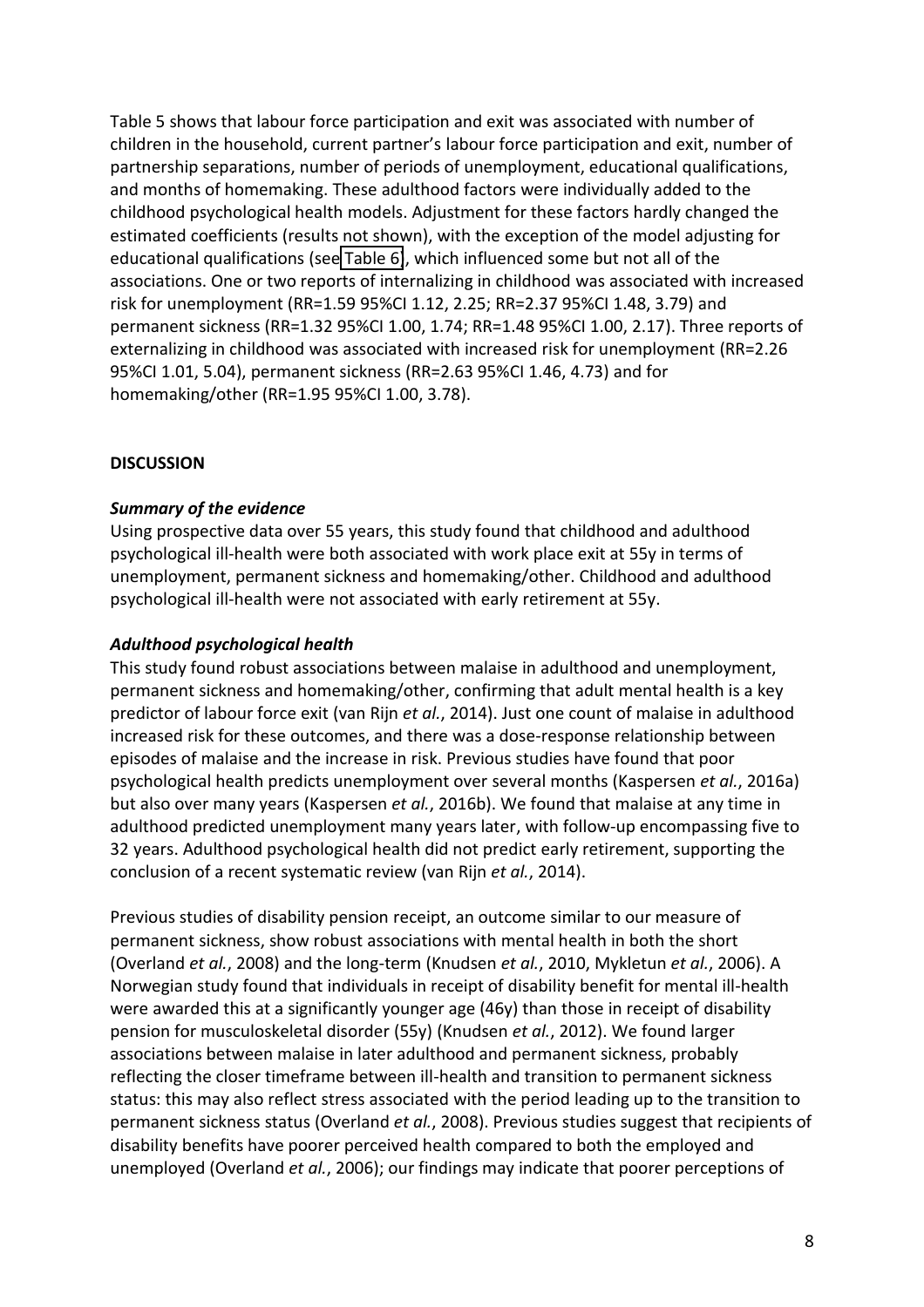Table 5 shows that labour force participation and exit was associated with number of children in the household, current partner's labour force participation and exit, number of partnership separations, number of periods of unemployment, educational qualifications, and months of homemaking. These adulthood factors were individually added to the childhood psychological health models. Adjustment for these factors hardly changed the estimated coefficients (results not shown), with the exception of the model adjusting for educational qualifications (see Table 6), which influenced some but not all of the associations. One or two reports of internalizing in childhood was associated with increased risk for unemployment (RR=1.59 95%CI 1.12, 2.25; RR=2.37 95%CI 1.48, 3.79) and permanent sickness (RR=1.32 95%CI 1.00, 1.74; RR=1.48 95%CI 1.00, 2.17). Three reports of externalizing in childhood was associated with increased risk for unemployment (RR=2.26 95%CI 1.01, 5.04), permanent sickness (RR=2.63 95%CI 1.46, 4.73) and for homemaking/other (RR=1.95 95%CI 1.00, 3.78).

## DISCUSSION

### *Summary of the evidence*

Using prospective data over 55 years, this study found that childhood and adulthood psychological ill-health were both associated with work place exit at 55y in terms of unemployment, permanent sickness and homemaking/other. Childhood and adulthood psychological ill-health were not associated with early retirement at 55y.

### *Adulthood psychological health*

This study found robust associations between malaise in adulthood and unemployment, permanent sickness and homemaking/other, confirming that adult mental health is a key predictor of labour force exit (van Rijn *et al.*, 2014). Just one count of malaise in adulthood increased risk for these outcomes, and there was a dose-response relationship between episodes of malaise and the increase in risk. Previous studies have found that poor psychological health predicts unemployment over several months (Kaspersen *et al.*, 2016a) but also over many years (Kaspersen *et al.*, 2016b). We found that malaise at any time in adulthood predicted unemployment many years later, with follow-up encompassing five to 32 years. Adulthood psychological health did not predict early retirement, supporting the conclusion of a recent systematic review (van Rijn *et al.*, 2014).

Previous studies of disability pension receipt, an outcome similar to our measure of permanent sickness, show robust associations with mental health in both the short (Overland *et al.*, 2008) and the long-term (Knudsen *et al.*, 2010, Mykletun *et al.*, 2006). A Norwegian study found that individuals in receipt of disability benefit for mental ill-health were awarded this at a significantly younger age (46y) than those in receipt of disability pension for musculoskeletal disorder (55y) (Knudsen *et al.*, 2012). We found larger associations between malaise in later adulthood and permanent sickness, probably reflecting the closer timeframe between ill-health and transition to permanent sickness status: this may also reflect stress associated with the period leading up to the transition to permanent sickness status (Overland *et al.*, 2008). Previous studies suggest that recipients of disability benefits have poorer perceived health compared to both the employed and unemployed (Overland *et al.*, 2006); our findings may indicate that poorer perceptions of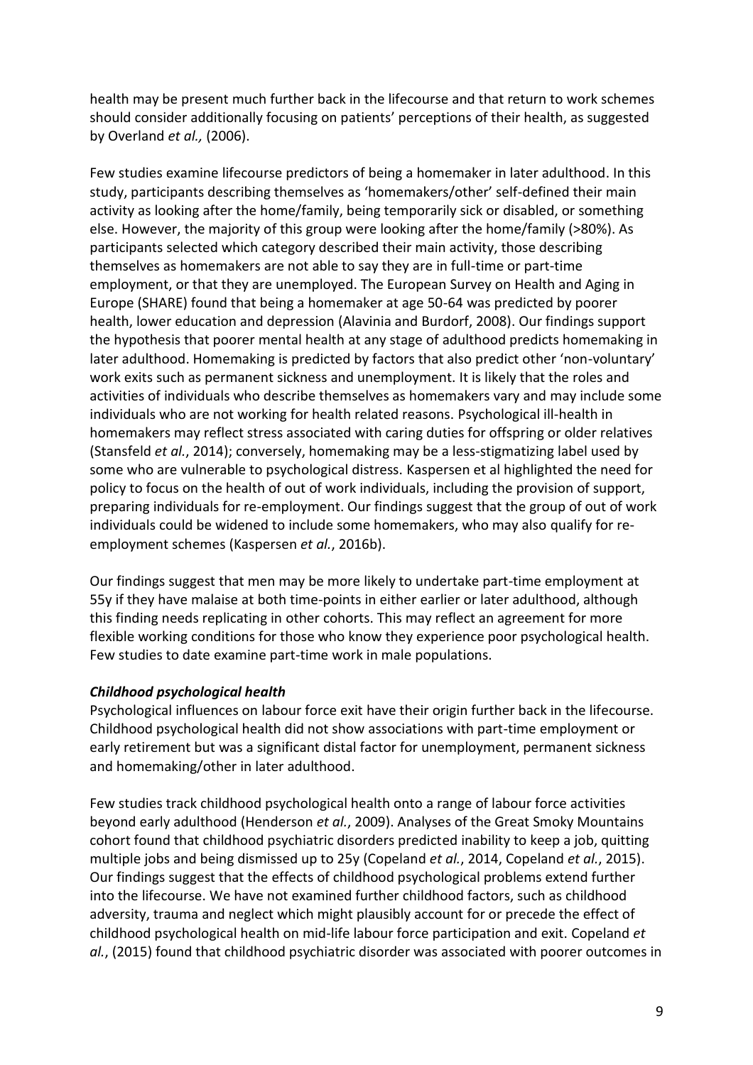health may be present much further back in the lifecourse and that return to work schemes should consider additionally focusing on patients' perceptions of their health, as suggested by Overland *et al.,* (2006).

Few studies examine lifecourse predictors of being a homemaker in later adulthood. In this study, participants describing themselves as 'homemakers/other' self-defined their main activity as looking after the home/family, being temporarily sick or disabled, or something else. However, the majority of this group were looking after the home/family (>80%). As participants selected which category described their main activity, those describing themselves as homemakers are not able to say they are in full-time or part-time employment, or that they are unemployed. The European Survey on Health and Aging in Europe (SHARE) found that being a homemaker at age 50-64 was predicted by poorer health, lower education and depression (Alavinia and Burdorf, 2008). Our findings support the hypothesis that poorer mental health at any stage of adulthood predicts homemaking in later adulthood. Homemaking is predicted by factors that also predict other 'non-voluntary' work exits such as permanent sickness and unemployment. It is likely that the roles and activities of individuals who describe themselves as homemakers vary and may include some individuals who are not working for health related reasons. Psychological ill-health in homemakers may reflect stress associated with caring duties for offspring or older relatives (Stansfeld *et al.*, 2014); conversely, homemaking may be a less-stigmatizing label used by some who are vulnerable to psychological distress. Kaspersen et al highlighted the need for policy to focus on the health of out of work individuals, including the provision of support, preparing individuals for re-employment. Our findings suggest that the group of out of work individuals could be widened to include some homemakers, who may also qualify for re-employment schemes (Kaspersen *et al.*, 2016b).

Our findings suggest that men may be more likely to undertake part-time employment at 55y if they have malaise at both time-points in either earlier or later adulthood, although this finding needs replicating in other cohorts. This may reflect an agreement for more flexible working conditions for those who know they experience poor psychological health. Few studies to date examine part-time work in male populations.

### *Childhood psychological health*

Psychological influences on labour force exit have their origin further back in the lifecourse. Childhood psychological health did not show associations with part-time employment or early retirement but was a significant distal factor for unemployment, permanent sickness and homemaking/other in later adulthood.

Few studies track childhood psychological health onto a range of labour force activities beyond early adulthood (Henderson *et al.*, 2009). Analyses of the Great Smoky Mountains cohort found that childhood psychiatric disorders predicted inability to keep a job, quitting multiple jobs and being dismissed up to 25y (Copeland *et al.*, 2014, Copeland *et al.*, 2015). Our findings suggest that the effects of childhood psychological problems extend further into the lifecourse. We have not examined further childhood factors, such as childhood adversity, trauma and neglect which might plausibly account for or precede the effect of childhood psychological health on mid-life labour force participation and exit. Copeland *et al.*, (2015) found that childhood psychiatric disorder was associated with poorer outcomes in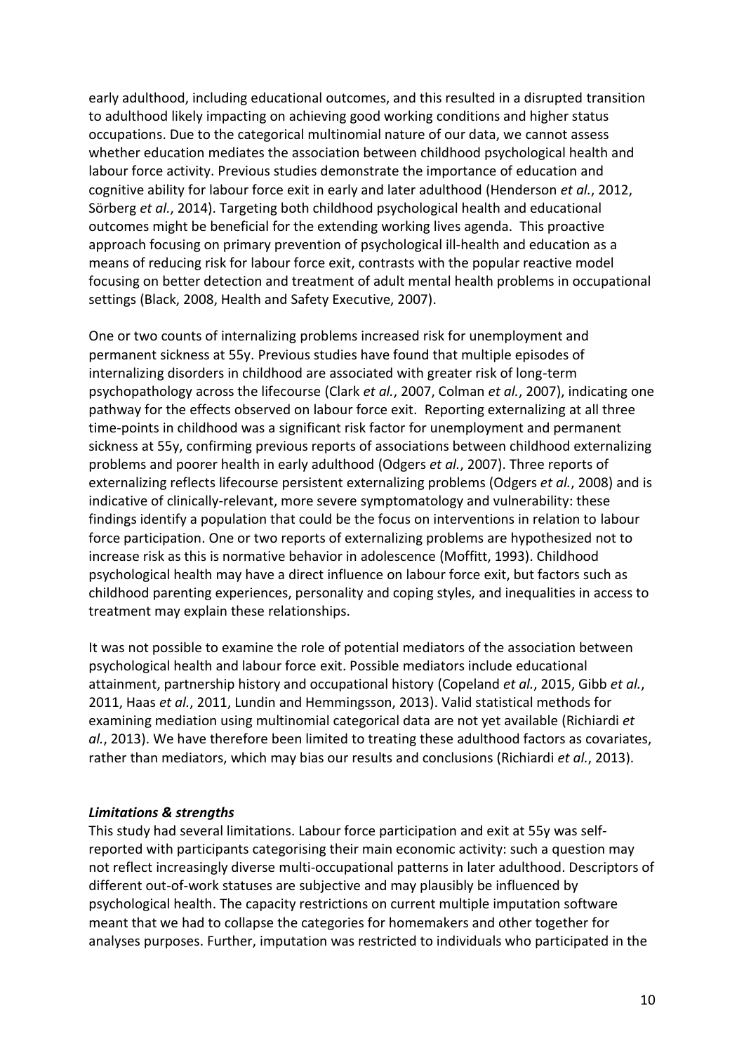early adulthood, including educational outcomes, and this resulted in a disrupted transition to adulthood likely impacting on achieving good working conditions and higher status occupations. Due to the categorical multinomial nature of our data, we cannot assess whether education mediates the association between childhood psychological health and labour force activity. Previous studies demonstrate the importance of education and cognitive ability for labour force exit in early and later adulthood (Henderson *et al.*, 2012, Sörberg *et al.*, 2014). Targeting both childhood psychological health and educational outcomes might be beneficial for the extending working lives agenda. This proactive approach focusing on primary prevention of psychological ill-health and education as a means of reducing risk for labour force exit, contrasts with the popular reactive model focusing on better detection and treatment of adult mental health problems in occupational settings (Black, 2008, Health and Safety Executive, 2007).

One or two counts of internalizing problems increased risk for unemployment and permanent sickness at 55y. Previous studies have found that multiple episodes of internalizing disorders in childhood are associated with greater risk of long-term psychopathology across the lifecourse (Clark *et al.*, 2007, Colman *et al.*, 2007), indicating one pathway for the effects observed on labour force exit. Reporting externalizing at all three time-points in childhood was a significant risk factor for unemployment and permanent sickness at 55y, confirming previous reports of associations between childhood externalizing problems and poorer health in early adulthood (Odgers *et al.*, 2007). Three reports of externalizing reflects lifecourse persistent externalizing problems (Odgers *et al.*, 2008) and is indicative of clinically-relevant, more severe symptomatology and vulnerability: these findings identify a population that could be the focus on interventions in relation to labour force participation. One or two reports of externalizing problems are hypothesized not to increase risk as this is normative behavior in adolescence (Moffitt, 1993). Childhood psychological health may have a direct influence on labour force exit, but factors such as childhood parenting experiences, personality and coping styles, and inequalities in access to treatment may explain these relationships.

It was not possible to examine the role of potential mediators of the association between psychological health and labour force exit. Possible mediators include educational attainment, partnership history and occupational history (Copeland *et al.*, 2015, Gibb *et al.*, 2011, Haas *et al.*, 2011, Lundin and Hemmingsson, 2013). Valid statistical methods for examining mediation using multinomial categorical data are not yet available (Richiardi *et al.*, 2013). We have therefore been limited to treating these adulthood factors as covariates, rather than mediators, which may bias our results and conclusions (Richiardi *et al.*, 2013).

### *Limitations & strengths*

This study had several limitations. Labour force participation and exit at 55y was self-reported with participants categorising their main economic activity: such a question may not reflect increasingly diverse multi-occupational patterns in later adulthood. Descriptors of different out-of-work statuses are subjective and may plausibly be influenced by psychological health. The capacity restrictions on current multiple imputation software meant that we had to collapse the categories for homemakers and other together for analyses purposes. Further, imputation was restricted to individuals who participated in the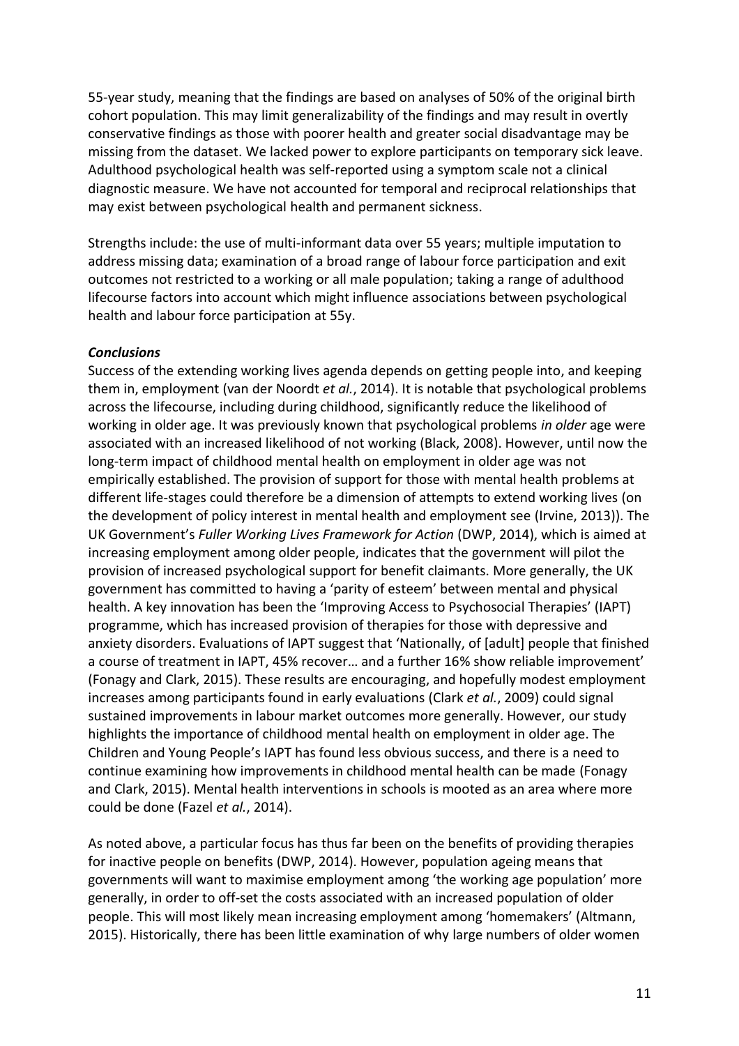55-year study, meaning that the findings are based on analyses of 50% of the original birth cohort population. This may limit generalizability of the findings and may result in overtly conservative findings as those with poorer health and greater social disadvantage may be missing from the dataset. We lacked power to explore participants on temporary sick leave. Adulthood psychological health was self-reported using a symptom scale not a clinical diagnostic measure. We have not accounted for temporal and reciprocal relationships that may exist between psychological health and permanent sickness.

Strengths include: the use of multi-informant data over 55 years; multiple imputation to address missing data; examination of a broad range of labour force participation and exit outcomes not restricted to a working or all male population; taking a range of adulthood lifecourse factors into account which might influence associations between psychological health and labour force participation at 55y.

***Conclusions***

Success of the extending working lives agenda depends on getting people into, and keeping them in, employment (van der Noordt *et al.*, 2014). It is notable that psychological problems across the lifecourse, including during childhood, significantly reduce the likelihood of working in older age. It was previously known that psychological problems *in older* age were associated with an increased likelihood of not working (Black, 2008). However, until now the long-term impact of childhood mental health on employment in older age was not empirically established. The provision of support for those with mental health problems at different life-stages could therefore be a dimension of attempts to extend working lives (on the development of policy interest in mental health and employment see (Irvine, 2013)). The UK Government's *Fuller Working Lives Framework for Action* (DWP, 2014), which is aimed at increasing employment among older people, indicates that the government will pilot the provision of increased psychological support for benefit claimants. More generally, the UK government has committed to having a 'parity of esteem' between mental and physical health. A key innovation has been the 'Improving Access to Psychosocial Therapies' (IAPT) programme, which has increased provision of therapies for those with depressive and anxiety disorders. Evaluations of IAPT suggest that 'Nationally, of [adult] people that finished a course of treatment in IAPT, 45% recover… and a further 16% show reliable improvement' (Fonagy and Clark, 2015). These results are encouraging, and hopefully modest employment increases among participants found in early evaluations (Clark *et al.*, 2009) could signal sustained improvements in labour market outcomes more generally. However, our study highlights the importance of childhood mental health on employment in older age. The Children and Young People's IAPT has found less obvious success, and there is a need to continue examining how improvements in childhood mental health can be made (Fonagy and Clark, 2015). Mental health interventions in schools is mooted as an area where more could be done (Fazel *et al.*, 2014).

As noted above, a particular focus has thus far been on the benefits of providing therapies for inactive people on benefits (DWP, 2014). However, population ageing means that governments will want to maximise employment among 'the working age population' more generally, in order to off-set the costs associated with an increased population of older people. This will most likely mean increasing employment among 'homemakers' (Altmann, 2015). Historically, there has been little examination of why large numbers of older women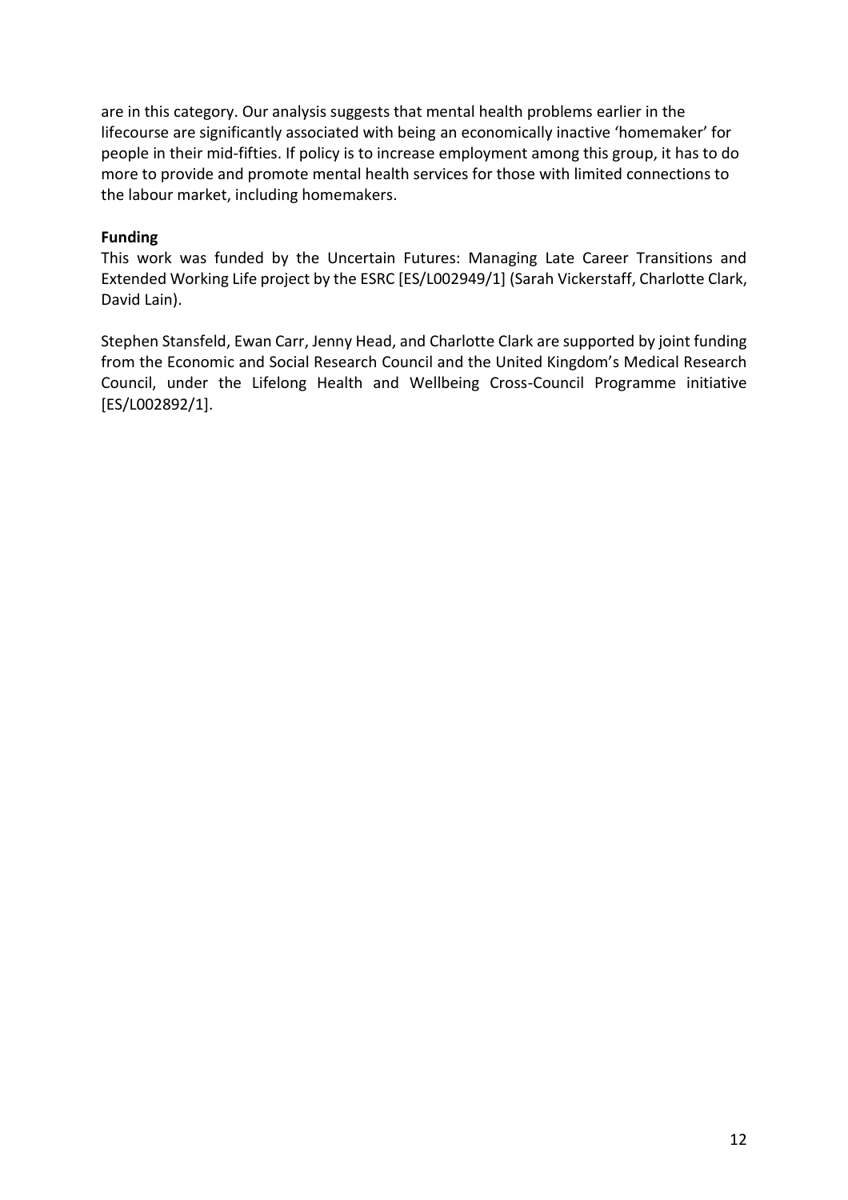are in this category. Our analysis suggests that mental health problems earlier in the lifecourse are significantly associated with being an economically inactive 'homemaker' for people in their mid-fifties. If policy is to increase employment among this group, it has to do more to provide and promote mental health services for those with limited connections to the labour market, including homemakers.

**Funding**

This work was funded by the Uncertain Futures: Managing Late Career Transitions and Extended Working Life project by the ESRC [ES/L002949/1] (Sarah Vickerstaff, Charlotte Clark, David Lain).

Stephen Stansfeld, Ewan Carr, Jenny Head, and Charlotte Clark are supported by joint funding from the Economic and Social Research Council and the United Kingdom's Medical Research Council, under the Lifelong Health and Wellbeing Cross-Council Programme initiative [ES/L002892/1].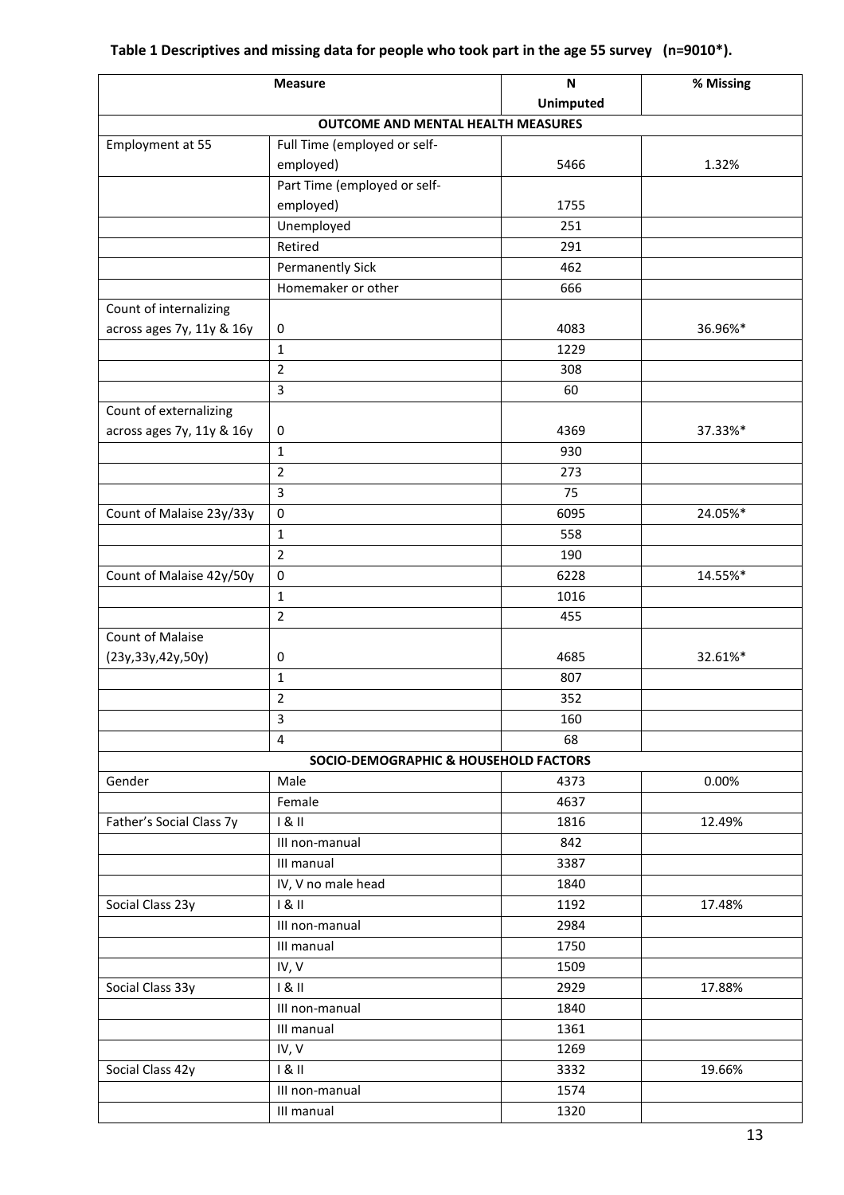**Table 1 Descriptives and missing data for people who took part in the age 55 survey (n=9010*).**

| Measure | | N Unimputed | % Missing |
|---|---|---|---|
| **OUTCOME AND MENTAL HEALTH MEASURES** | | | |
| Employment at 55 | Full Time (employed or self-employed) | 5466 | 1.32% |
| | Part Time (employed or self-employed) | 1755 | |
| | Unemployed | 251 | |
| | Retired | 291 | |
| | Permanently Sick | 462 | |
| | Homemaker or other | 666 | |
| Count of internalizing across ages 7y, 11y & 16y | 0 | 4083 | 36.96%* |
| | 1 | 1229 | |
| | 2 | 308 | |
| | 3 | 60 | |
| Count of externalizing across ages 7y, 11y & 16y | 0 | 4369 | 37.33%* |
| | 1 | 930 | |
| | 2 | 273 | |
| | 3 | 75 | |
| Count of Malaise 23y/33y | 0 | 6095 | 24.05%* |
| | 1 | 558 | |
| | 2 | 190 | |
| Count of Malaise 42y/50y | 0 | 6228 | 14.55%* |
| | 1 | 1016 | |
| | 2 | 455 | |
| Count of Malaise (23y,33y,42y,50y) | 0 | 4685 | 32.61%* |
| | 1 | 807 | |
| | 2 | 352 | |
| | 3 | 160 | |
| | 4 | 68 | |
| **SOCIO-DEMOGRAPHIC & HOUSEHOLD FACTORS** | | | |
| Gender | Male | 4373 | 0.00% |
| | Female | 4637 | |
| Father's Social Class 7y | I & II | 1816 | 12.49% |
| | III non-manual | 842 | |
| | III manual | 3387 | |
| | IV, V no male head | 1840 | |
| Social Class 23y | I & II | 1192 | 17.48% |
| | III non-manual | 2984 | |
| | III manual | 1750 | |
| | IV, V | 1509 | |
| Social Class 33y | I & II | 2929 | 17.88% |
| | III non-manual | 1840 | |
| | III manual | 1361 | |
| | IV, V | 1269 | |
| Social Class 42y | I & II | 3332 | 19.66% |
| | III non-manual | 1574 | |
| | III manual | 1320 | |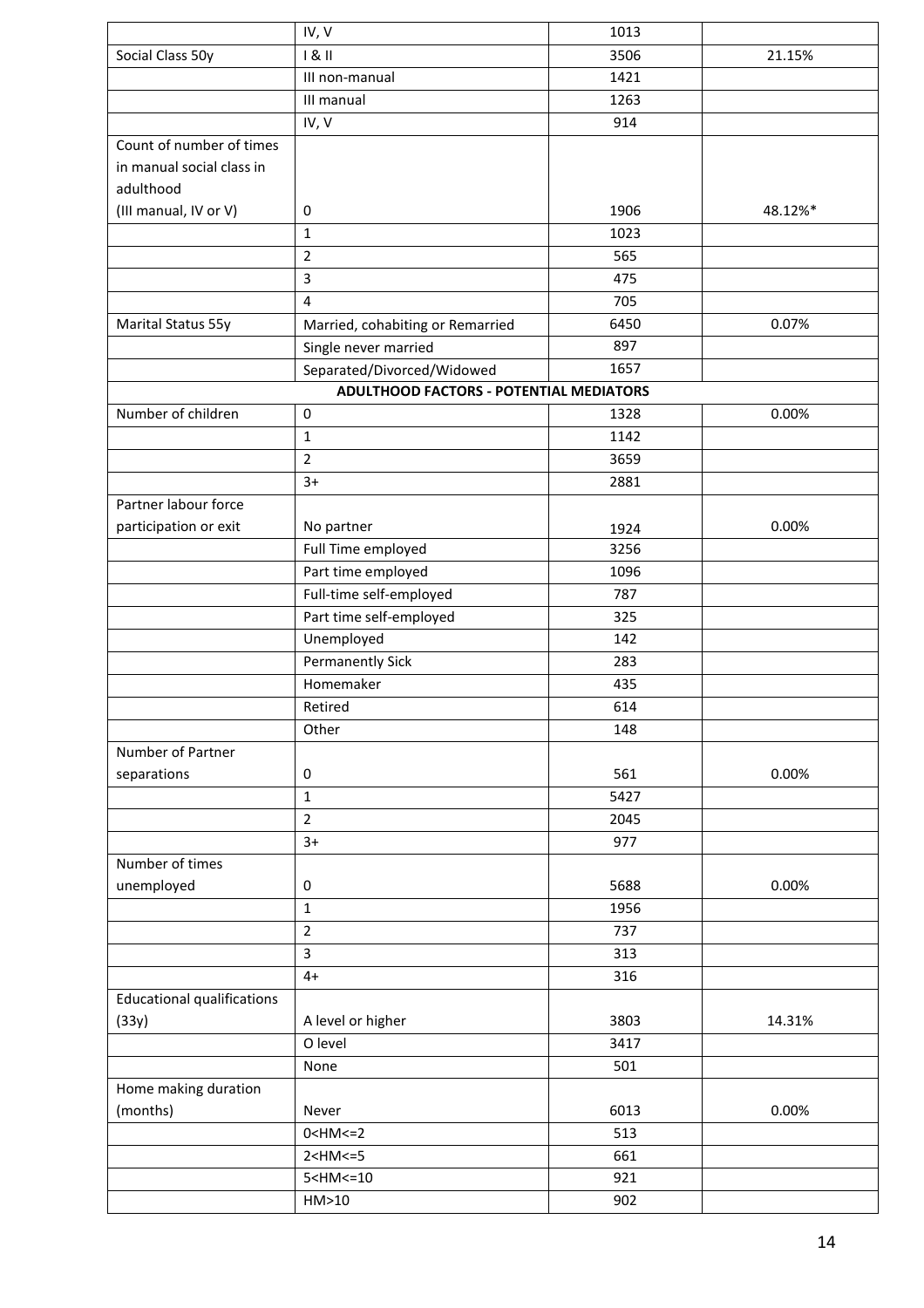| | | | |
|---|---|---|---|
| | IV, V | 1013 | |
| Social Class 50y | I & II | 3506 | 21.15% |
| | III non-manual | 1421 | |
| | III manual | 1263 | |
| | IV, V | 914 | |
| Count of number of times in manual social class in adulthood (III manual, IV or V) | 0 | 1906 | 48.12%* |
| | 1 | 1023 | |
| | 2 | 565 | |
| | 3 | 475 | |
| | 4 | 705 | |
| Marital Status 55y | Married, cohabiting or Remarried | 6450 | 0.07% |
| | Single never married | 897 | |
| | Separated/Divorced/Widowed | 1657 | |
| **ADULTHOOD FACTORS - POTENTIAL MEDIATORS** | | | |
| Number of children | 0 | 1328 | 0.00% |
| | 1 | 1142 | |
| | 2 | 3659 | |
| | 3+ | 2881 | |
| Partner labour force participation or exit | No partner | 1924 | 0.00% |
| | Full Time employed | 3256 | |
| | Part time employed | 1096 | |
| | Full-time self-employed | 787 | |
| | Part time self-employed | 325 | |
| | Unemployed | 142 | |
| | Permanently Sick | 283 | |
| | Homemaker | 435 | |
| | Retired | 614 | |
| | Other | 148 | |
| Number of Partner separations | 0 | 561 | 0.00% |
| | 1 | 5427 | |
| | 2 | 2045 | |
| | 3+ | 977 | |
| Number of times unemployed | 0 | 5688 | 0.00% |
| | 1 | 1956 | |
| | 2 | 737 | |
| | 3 | 313 | |
| | 4+ | 316 | |
| Educational qualifications (33y) | A level or higher | 3803 | 14.31% |
| | O level | 3417 | |
| | None | 501 | |
| Home making duration (months) | Never | 6013 | 0.00% |
| | 0<HM<=2 | 513 | |
| | 2<HM<=5 | 661 | |
| | 5<HM<=10 | 921 | |
| | HM>10 | 902 | |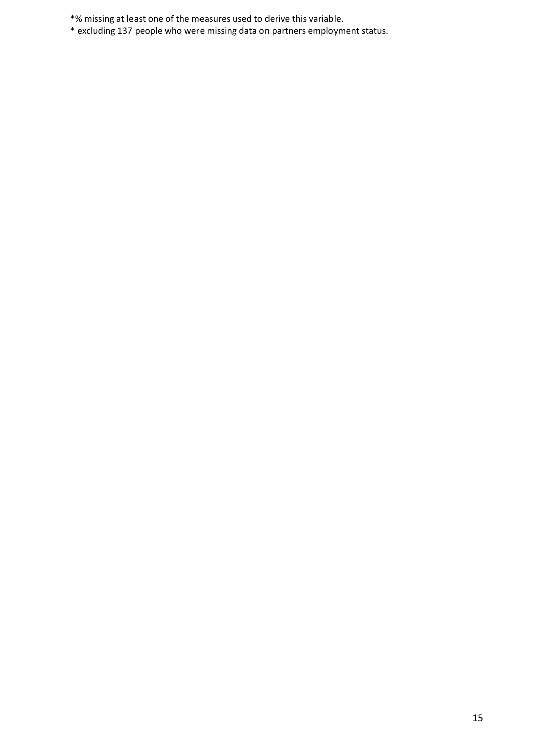*% missing at least one of the measures used to derive this variable.

* excluding 137 people who were missing data on partners employment status.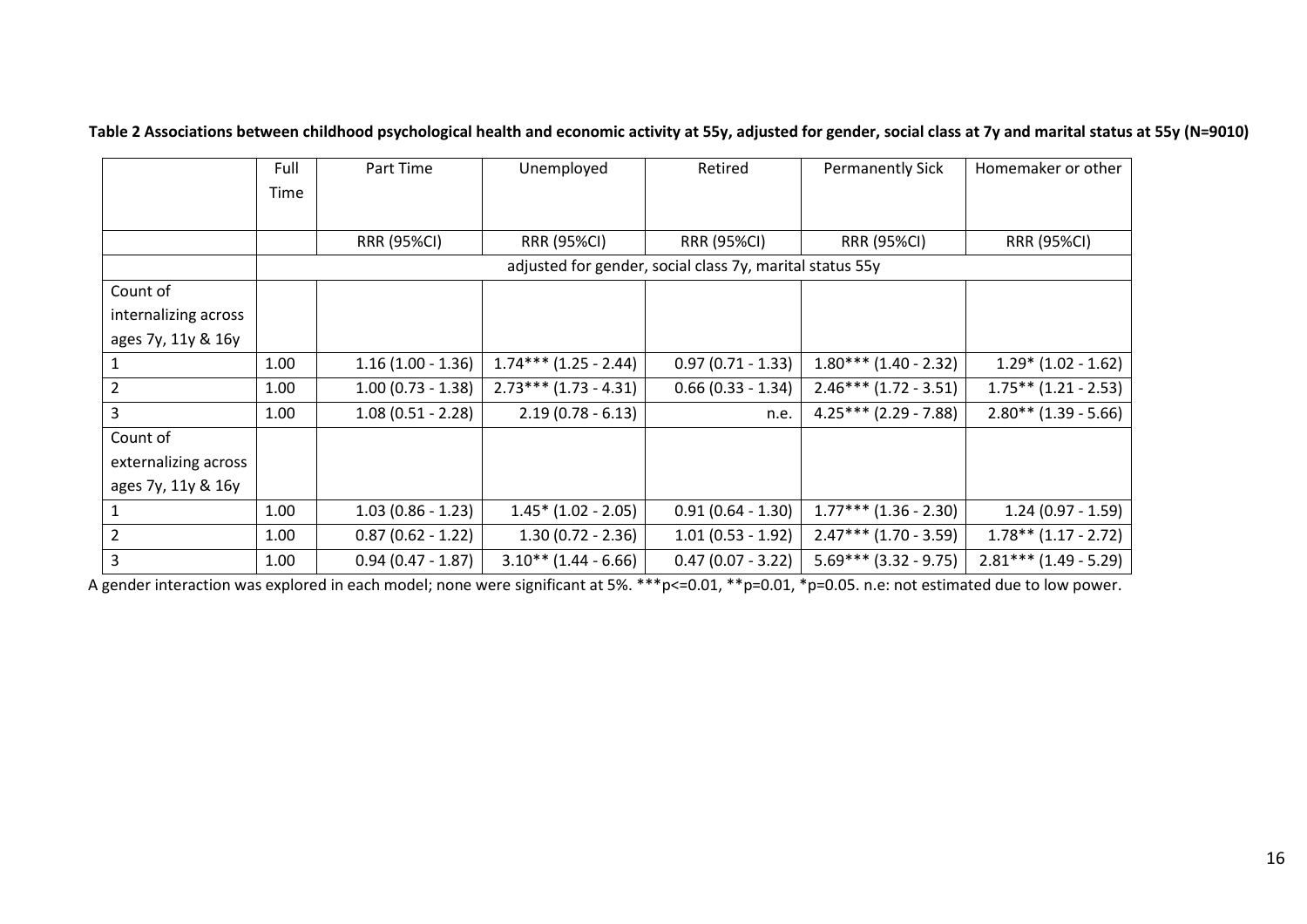**Table 2 Associations between childhood psychological health and economic activity at 55y, adjusted for gender, social class at 7y and marital status at 55y (N=9010)**

| | Full Time | Part Time | Unemployed | Retired | Permanently Sick | Homemaker or other |
|---|---|---|---|---|---|---|
| | | RRR (95%CI) | RRR (95%CI) | RRR (95%CI) | RRR (95%CI) | RRR (95%CI) |
| | adjusted for gender, social class 7y, marital status 55y | | | | | |
| Count of internalizing across ages 7y, 11y & 16y | | | | | | |
| 1 | 1.00 | 1.16 (1.00 - 1.36) | 1.74*** (1.25 - 2.44) | 0.97 (0.71 - 1.33) | 1.80*** (1.40 - 2.32) | 1.29* (1.02 - 1.62) |
| 2 | 1.00 | 1.00 (0.73 - 1.38) | 2.73*** (1.73 - 4.31) | 0.66 (0.33 - 1.34) | 2.46*** (1.72 - 3.51) | 1.75** (1.21 - 2.53) |
| 3 | 1.00 | 1.08 (0.51 - 2.28) | 2.19 (0.78 - 6.13) | n.e. | 4.25*** (2.29 - 7.88) | 2.80** (1.39 - 5.66) |
| Count of externalizing across ages 7y, 11y & 16y | | | | | | |
| 1 | 1.00 | 1.03 (0.86 - 1.23) | 1.45* (1.02 - 2.05) | 0.91 (0.64 - 1.30) | 1.77*** (1.36 - 2.30) | 1.24 (0.97 - 1.59) |
| 2 | 1.00 | 0.87 (0.62 - 1.22) | 1.30 (0.72 - 2.36) | 1.01 (0.53 - 1.92) | 2.47*** (1.70 - 3.59) | 1.78** (1.17 - 2.72) |
| 3 | 1.00 | 0.94 (0.47 - 1.87) | 3.10** (1.44 - 6.66) | 0.47 (0.07 - 3.22) | 5.69*** (3.32 - 9.75) | 2.81*** (1.49 - 5.29) |

A gender interaction was explored in each model; none were significant at 5%. ***p<=0.01, **p=0.01, *p=0.05. n.e: not estimated due to low power.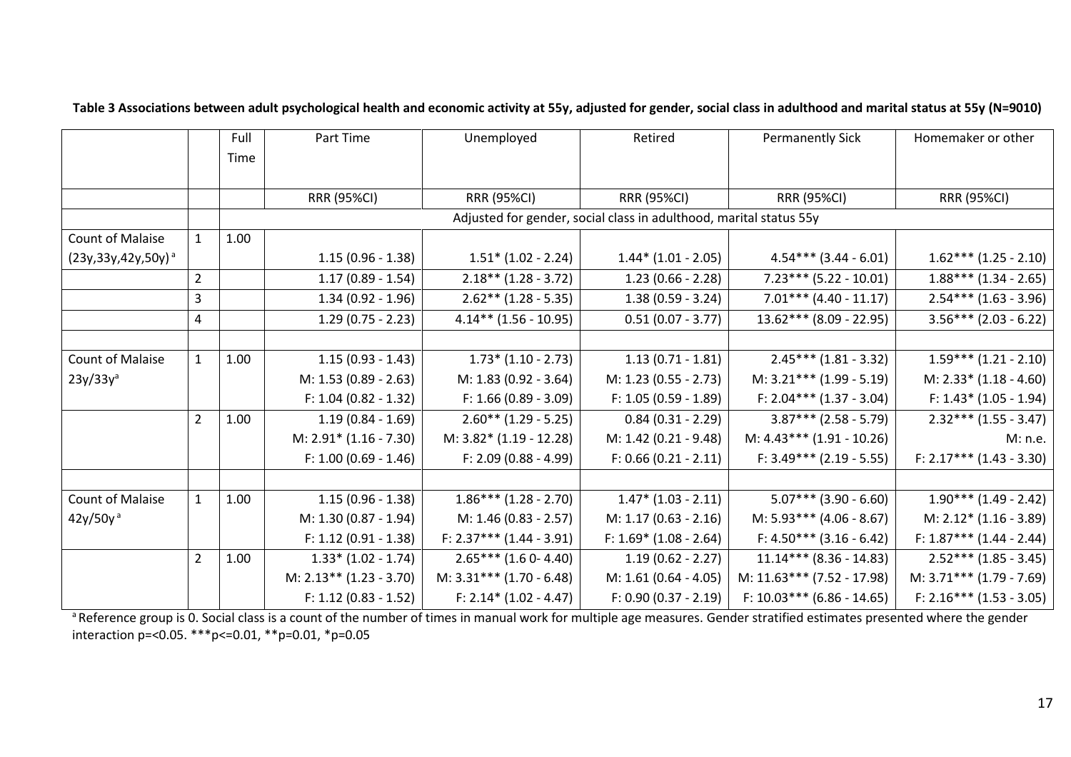**Table 3 Associations between adult psychological health and economic activity at 55y, adjusted for gender, social class in adulthood and marital status at 55y (N=9010)**

| | | Full Time | Part Time | Unemployed | Retired | Permanently Sick | Homemaker or other |
|---|---|---|---|---|---|---|---|
| | | | RRR (95%CI) | RRR (95%CI) | RRR (95%CI) | RRR (95%CI) | RRR (95%CI) |
| | | Adjusted for gender, social class in adulthood, marital status 55y | | | | | |
| Count of Malaise (23y,33y,42y,50y)[a] | 1 | 1.00 | 1.15 (0.96 - 1.38) | 1.51* (1.02 - 2.24) | 1.44* (1.01 - 2.05) | 4.54*** (3.44 - 6.01) | 1.62*** (1.25 - 2.10) |
| | 2 | | 1.17 (0.89 - 1.54) | 2.18** (1.28 - 3.72) | 1.23 (0.66 - 2.28) | 7.23*** (5.22 - 10.01) | 1.88*** (1.34 - 2.65) |
| | 3 | | 1.34 (0.92 - 1.96) | 2.62** (1.28 - 5.35) | 1.38 (0.59 - 3.24) | 7.01*** (4.40 - 11.17) | 2.54*** (1.63 - 3.96) |
| | 4 | | 1.29 (0.75 - 2.23) | 4.14** (1.56 - 10.95) | 0.51 (0.07 - 3.77) | 13.62*** (8.09 - 22.95) | 3.56*** (2.03 - 6.22) |
| | | | | | | | |
| Count of Malaise 23y/33y[a] | 1 | 1.00 | 1.15 (0.93 - 1.43)<br>M: 1.53 (0.89 - 2.63)<br>F: 1.04 (0.82 - 1.32) | 1.73* (1.10 - 2.73)<br>M: 1.83 (0.92 - 3.64)<br>F: 1.66 (0.89 - 3.09) | 1.13 (0.71 - 1.81)<br>M: 1.23 (0.55 - 2.73)<br>F: 1.05 (0.59 - 1.89) | 2.45*** (1.81 - 3.32)<br>M: 3.21*** (1.99 - 5.19)<br>F: 2.04*** (1.37 - 3.04) | 1.59*** (1.21 - 2.10)<br>M: 2.33* (1.18 - 4.60)<br>F: 1.43* (1.05 - 1.94) |
| | 2 | 1.00 | 1.19 (0.84 - 1.69)<br>M: 2.91* (1.16 - 7.30)<br>F: 1.00 (0.69 - 1.46) | 2.60** (1.29 - 5.25)<br>M: 3.82* (1.19 - 12.28)<br>F: 2.09 (0.88 - 4.99) | 0.84 (0.31 - 2.29)<br>M: 1.42 (0.21 - 9.48)<br>F: 0.66 (0.21 - 2.11) | 3.87*** (2.58 - 5.79)<br>M: 4.43*** (1.91 - 10.26)<br>F: 3.49*** (2.19 - 5.55) | 2.32*** (1.55 - 3.47)<br>M: n.e.<br>F: 2.17*** (1.43 - 3.30) |
| | | | | | | | |
| Count of Malaise 42y/50y[a] | 1 | 1.00 | 1.15 (0.96 - 1.38)<br>M: 1.30 (0.87 - 1.94)<br>F: 1.12 (0.91 - 1.38) | 1.86*** (1.28 - 2.70)<br>M: 1.46 (0.83 - 2.57)<br>F: 2.37*** (1.44 - 3.91) | 1.47* (1.03 - 2.11)<br>M: 1.17 (0.63 - 2.16)<br>F: 1.69* (1.08 - 2.64) | 5.07*** (3.90 - 6.60)<br>M: 5.93*** (4.06 - 8.67)<br>F: 4.50*** (3.16 - 6.42) | 1.90*** (1.49 - 2.42)<br>M: 2.12* (1.16 - 3.89)<br>F: 1.87*** (1.44 - 2.44) |
| | 2 | 1.00 | 1.33* (1.02 - 1.74)<br>M: 2.13** (1.23 - 3.70)<br>F: 1.12 (0.83 - 1.52) | 2.65*** (1.6 0- 4.40)<br>M: 3.31*** (1.70 - 6.48)<br>F: 2.14* (1.02 - 4.47) | 1.19 (0.62 - 2.27)<br>M: 1.61 (0.64 - 4.05)<br>F: 0.90 (0.37 - 2.19) | 11.14*** (8.36 - 14.83)<br>M: 11.63*** (7.52 - 17.98)<br>F: 10.03*** (6.86 - 14.65) | 2.52*** (1.85 - 3.45)<br>M: 3.71*** (1.79 - 7.69)<br>F: 2.16*** (1.53 - 3.05) |

[a] Reference group is 0. Social class is a count of the number of times in manual work for multiple age measures. Gender stratified estimates presented where the gender interaction p=<0.05. ***p<=0.01, **p=0.01, *p=0.05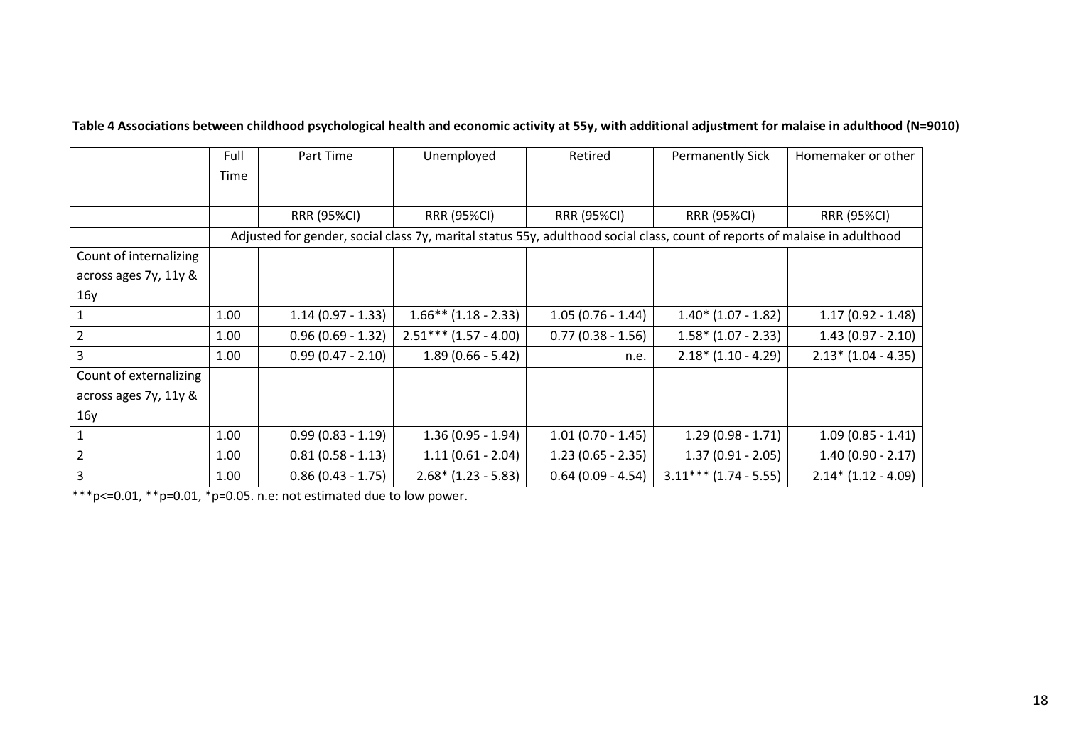**Table 4 Associations between childhood psychological health and economic activity at 55y, with additional adjustment for malaise in adulthood (N=9010)**

| | Full Time | Part Time | Unemployed | Retired | Permanently Sick | Homemaker or other |
|---|---|---|---|---|---|---|
| | | RRR (95%CI) | RRR (95%CI) | RRR (95%CI) | RRR (95%CI) | RRR (95%CI) |
| | Adjusted for gender, social class 7y, marital status 55y, adulthood social class, count of reports of malaise in adulthood | | | | | |
| Count of internalizing across ages 7y, 11y & 16y | | | | | | |
| 1 | 1.00 | 1.14 (0.97 - 1.33) | 1.66** (1.18 - 2.33) | 1.05 (0.76 - 1.44) | 1.40* (1.07 - 1.82) | 1.17 (0.92 - 1.48) |
| 2 | 1.00 | 0.96 (0.69 - 1.32) | 2.51*** (1.57 - 4.00) | 0.77 (0.38 - 1.56) | 1.58* (1.07 - 2.33) | 1.43 (0.97 - 2.10) |
| 3 | 1.00 | 0.99 (0.47 - 2.10) | 1.89 (0.66 - 5.42) | n.e. | 2.18* (1.10 - 4.29) | 2.13* (1.04 - 4.35) |
| Count of externalizing across ages 7y, 11y & 16y | | | | | | |
| 1 | 1.00 | 0.99 (0.83 - 1.19) | 1.36 (0.95 - 1.94) | 1.01 (0.70 - 1.45) | 1.29 (0.98 - 1.71) | 1.09 (0.85 - 1.41) |
| 2 | 1.00 | 0.81 (0.58 - 1.13) | 1.11 (0.61 - 2.04) | 1.23 (0.65 - 2.35) | 1.37 (0.91 - 2.05) | 1.40 (0.90 - 2.17) |
| 3 | 1.00 | 0.86 (0.43 - 1.75) | 2.68* (1.23 - 5.83) | 0.64 (0.09 - 4.54) | 3.11*** (1.74 - 5.55) | 2.14* (1.12 - 4.09) |

***p<=0.01, **p=0.01, *p=0.05. n.e: not estimated due to low power.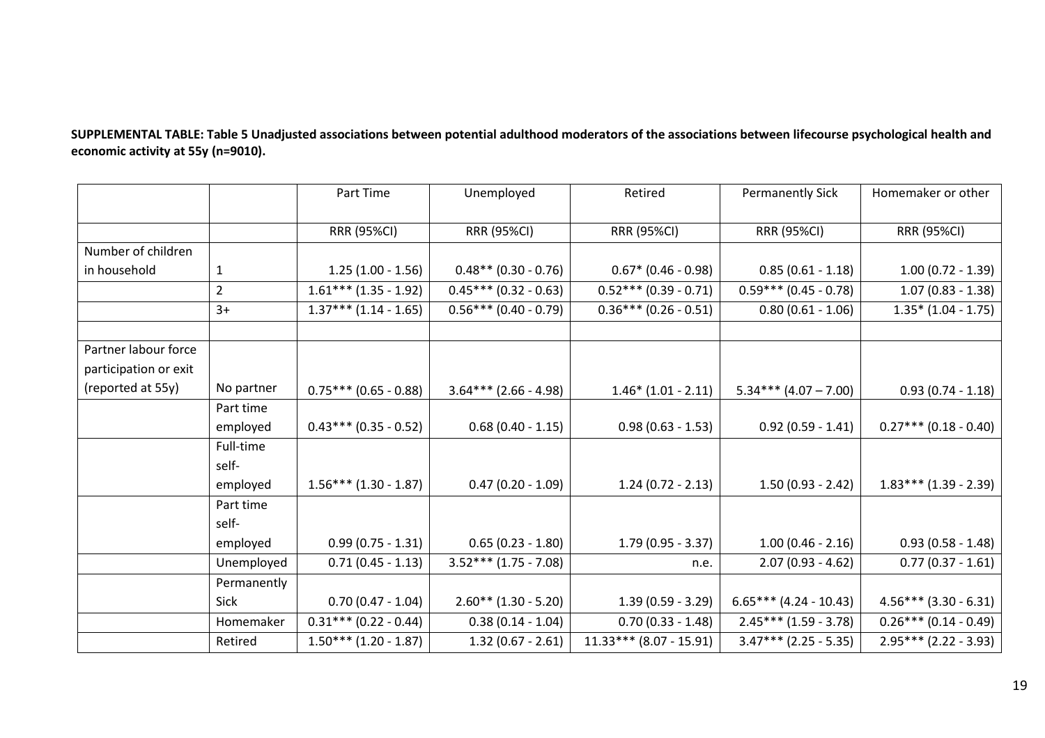**SUPPLEMENTAL TABLE: Table 5 Unadjusted associations between potential adulthood moderators of the associations between lifecourse psychological health and economic activity at 55y (n=9010).**

| | | Part Time | Unemployed | Retired | Permanently Sick | Homemaker or other |
|---|---|---|---|---|---|---|
| | | RRR (95%CI) | RRR (95%CI) | RRR (95%CI) | RRR (95%CI) | RRR (95%CI) |
| Number of children in household | 1 | 1.25 (1.00 - 1.56) | 0.48** (0.30 - 0.76) | 0.67* (0.46 - 0.98) | 0.85 (0.61 - 1.18) | 1.00 (0.72 - 1.39) |
| | 2 | 1.61*** (1.35 - 1.92) | 0.45*** (0.32 - 0.63) | 0.52*** (0.39 - 0.71) | 0.59*** (0.45 - 0.78) | 1.07 (0.83 - 1.38) |
| | 3+ | 1.37*** (1.14 - 1.65) | 0.56*** (0.40 - 0.79) | 0.36*** (0.26 - 0.51) | 0.80 (0.61 - 1.06) | 1.35* (1.04 - 1.75) |
| | | | | | | |
| Partner labour force participation or exit (reported at 55y) | No partner | 0.75*** (0.65 - 0.88) | 3.64*** (2.66 - 4.98) | 1.46* (1.01 - 2.11) | 5.34*** (4.07 – 7.00) | 0.93 (0.74 - 1.18) |
| | Part time employed | 0.43*** (0.35 - 0.52) | 0.68 (0.40 - 1.15) | 0.98 (0.63 - 1.53) | 0.92 (0.59 - 1.41) | 0.27*** (0.18 - 0.40) |
| | Full-time self-employed | 1.56*** (1.30 - 1.87) | 0.47 (0.20 - 1.09) | 1.24 (0.72 - 2.13) | 1.50 (0.93 - 2.42) | 1.83*** (1.39 - 2.39) |
| | Part time self-employed | 0.99 (0.75 - 1.31) | 0.65 (0.23 - 1.80) | 1.79 (0.95 - 3.37) | 1.00 (0.46 - 2.16) | 0.93 (0.58 - 1.48) |
| | Unemployed | 0.71 (0.45 - 1.13) | 3.52*** (1.75 - 7.08) | n.e. | 2.07 (0.93 - 4.62) | 0.77 (0.37 - 1.61) |
| | Permanently Sick | 0.70 (0.47 - 1.04) | 2.60** (1.30 - 5.20) | 1.39 (0.59 - 3.29) | 6.65*** (4.24 - 10.43) | 4.56*** (3.30 - 6.31) |
| | Homemaker | 0.31*** (0.22 - 0.44) | 0.38 (0.14 - 1.04) | 0.70 (0.33 - 1.48) | 2.45*** (1.59 - 3.78) | 0.26*** (0.14 - 0.49) |
| | Retired | 1.50*** (1.20 - 1.87) | 1.32 (0.67 - 2.61) | 11.33*** (8.07 - 15.91) | 3.47*** (2.25 - 5.35) | 2.95*** (2.22 - 3.93) |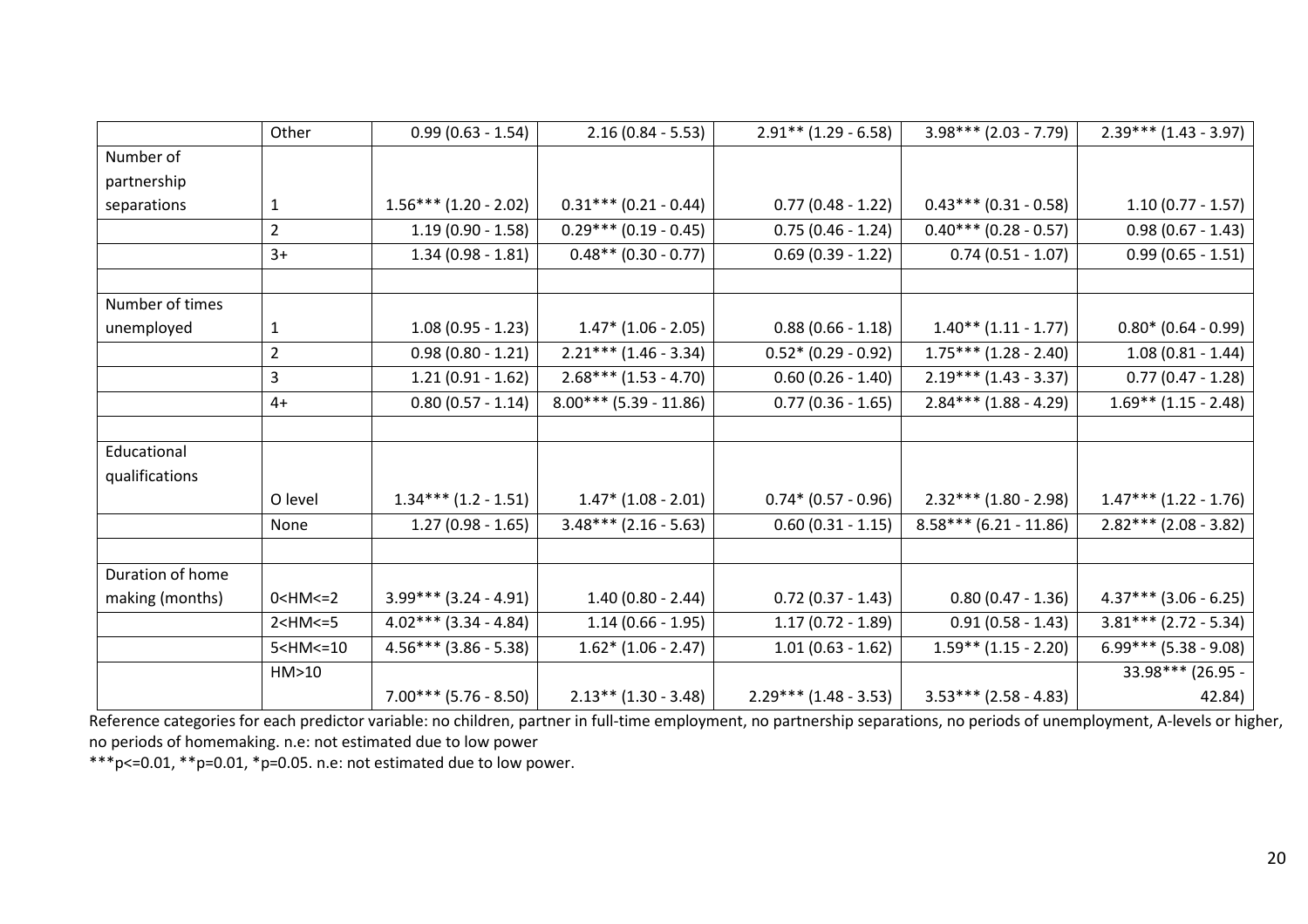| | | | | | | |
|---|---|---|---|---|---|---|
| | Other | 0.99 (0.63 - 1.54) | 2.16 (0.84 - 5.53) | 2.91** (1.29 - 6.58) | 3.98*** (2.03 - 7.79) | 2.39*** (1.43 - 3.97) |
| Number of partnership separations | 1 | 1.56*** (1.20 - 2.02) | 0.31*** (0.21 - 0.44) | 0.77 (0.48 - 1.22) | 0.43*** (0.31 - 0.58) | 1.10 (0.77 - 1.57) |
| | 2 | 1.19 (0.90 - 1.58) | 0.29*** (0.19 - 0.45) | 0.75 (0.46 - 1.24) | 0.40*** (0.28 - 0.57) | 0.98 (0.67 - 1.43) |
| | 3+ | 1.34 (0.98 - 1.81) | 0.48** (0.30 - 0.77) | 0.69 (0.39 - 1.22) | 0.74 (0.51 - 1.07) | 0.99 (0.65 - 1.51) |
| | | | | | | |
| Number of times unemployed | 1 | 1.08 (0.95 - 1.23) | 1.47* (1.06 - 2.05) | 0.88 (0.66 - 1.18) | 1.40** (1.11 - 1.77) | 0.80* (0.64 - 0.99) |
| | 2 | 0.98 (0.80 - 1.21) | 2.21*** (1.46 - 3.34) | 0.52* (0.29 - 0.92) | 1.75*** (1.28 - 2.40) | 1.08 (0.81 - 1.44) |
| | 3 | 1.21 (0.91 - 1.62) | 2.68*** (1.53 - 4.70) | 0.60 (0.26 - 1.40) | 2.19*** (1.43 - 3.37) | 0.77 (0.47 - 1.28) |
| | 4+ | 0.80 (0.57 - 1.14) | 8.00*** (5.39 - 11.86) | 0.77 (0.36 - 1.65) | 2.84*** (1.88 - 4.29) | 1.69** (1.15 - 2.48) |
| | | | | | | |
| Educational qualifications | | | | | | |
| | O level | 1.34*** (1.2 - 1.51) | 1.47* (1.08 - 2.01) | 0.74* (0.57 - 0.96) | 2.32*** (1.80 - 2.98) | 1.47*** (1.22 - 1.76) |
| | None | 1.27 (0.98 - 1.65) | 3.48*** (2.16 - 5.63) | 0.60 (0.31 - 1.15) | 8.58*** (6.21 - 11.86) | 2.82*** (2.08 - 3.82) |
| | | | | | | |
| Duration of home making (months) | 0<HM<=2 | 3.99*** (3.24 - 4.91) | 1.40 (0.80 - 2.44) | 0.72 (0.37 - 1.43) | 0.80 (0.47 - 1.36) | 4.37*** (3.06 - 6.25) |
| | 2<HM<=5 | 4.02*** (3.34 - 4.84) | 1.14 (0.66 - 1.95) | 1.17 (0.72 - 1.89) | 0.91 (0.58 - 1.43) | 3.81*** (2.72 - 5.34) |
| | 5<HM<=10 | 4.56*** (3.86 - 5.38) | 1.62* (1.06 - 2.47) | 1.01 (0.63 - 1.62) | 1.59** (1.15 - 2.20) | 6.99*** (5.38 - 9.08) |
| | HM>10 | 7.00*** (5.76 - 8.50) | 2.13** (1.30 - 3.48) | 2.29*** (1.48 - 3.53) | 3.53*** (2.58 - 4.83) | 33.98*** (26.95 - 42.84) |

Reference categories for each predictor variable: no children, partner in full-time employment, no partnership separations, no periods of unemployment, A-levels or higher, no periods of homemaking. n.e: not estimated due to low power

***p<=0.01, **p=0.01, *p=0.05. n.e: not estimated due to low power.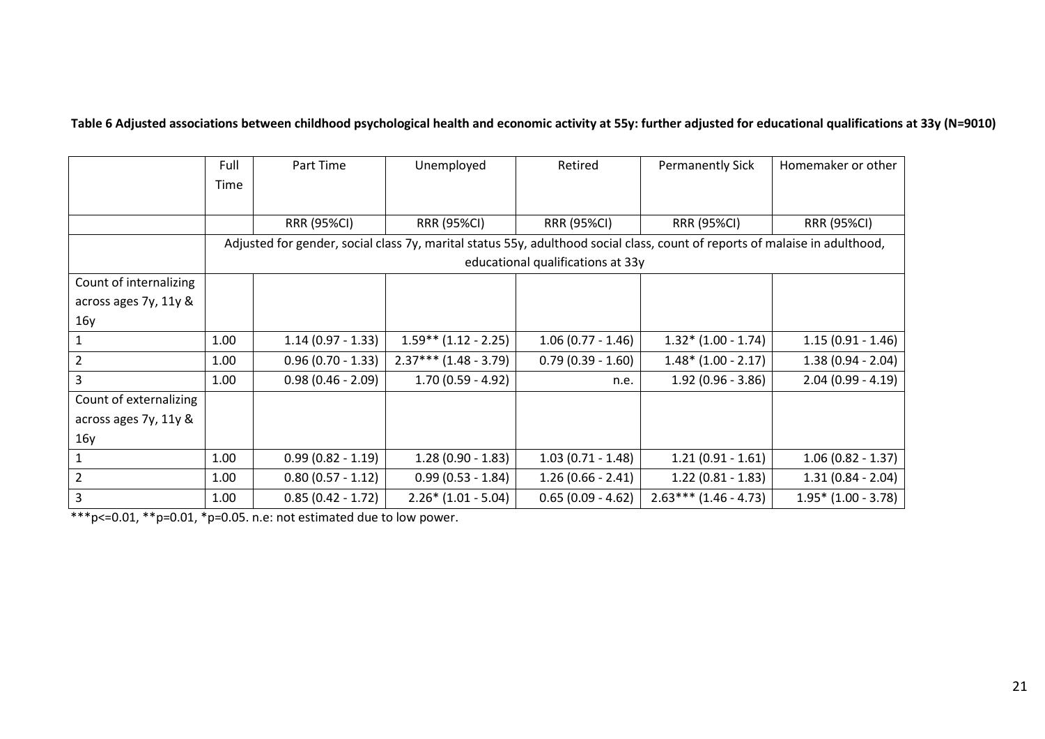**Table 6 Adjusted associations between childhood psychological health and economic activity at 55y: further adjusted for educational qualifications at 33y (N=9010)**

| | Full Time | Part Time | Unemployed | Retired | Permanently Sick | Homemaker or other |
|---|---|---|---|---|---|---|
| | | RRR (95%CI) | RRR (95%CI) | RRR (95%CI) | RRR (95%CI) | RRR (95%CI) |
| | Adjusted for gender, social class 7y, marital status 55y, adulthood social class, count of reports of malaise in adulthood, educational qualifications at 33y | | | | | |
| Count of internalizing across ages 7y, 11y & 16y | | | | | | |
| 1 | 1.00 | 1.14 (0.97 - 1.33) | 1.59** (1.12 - 2.25) | 1.06 (0.77 - 1.46) | 1.32* (1.00 - 1.74) | 1.15 (0.91 - 1.46) |
| 2 | 1.00 | 0.96 (0.70 - 1.33) | 2.37*** (1.48 - 3.79) | 0.79 (0.39 - 1.60) | 1.48* (1.00 - 2.17) | 1.38 (0.94 - 2.04) |
| 3 | 1.00 | 0.98 (0.46 - 2.09) | 1.70 (0.59 - 4.92) | n.e. | 1.92 (0.96 - 3.86) | 2.04 (0.99 - 4.19) |
| Count of externalizing across ages 7y, 11y & 16y | | | | | | |
| 1 | 1.00 | 0.99 (0.82 - 1.19) | 1.28 (0.90 - 1.83) | 1.03 (0.71 - 1.48) | 1.21 (0.91 - 1.61) | 1.06 (0.82 - 1.37) |
| 2 | 1.00 | 0.80 (0.57 - 1.12) | 0.99 (0.53 - 1.84) | 1.26 (0.66 - 2.41) | 1.22 (0.81 - 1.83) | 1.31 (0.84 - 2.04) |
| 3 | 1.00 | 0.85 (0.42 - 1.72) | 2.26* (1.01 - 5.04) | 0.65 (0.09 - 4.62) | 2.63*** (1.46 - 4.73) | 1.95* (1.00 - 3.78) |

***p<=0.01, **p=0.01, *p=0.05. n.e: not estimated due to low power.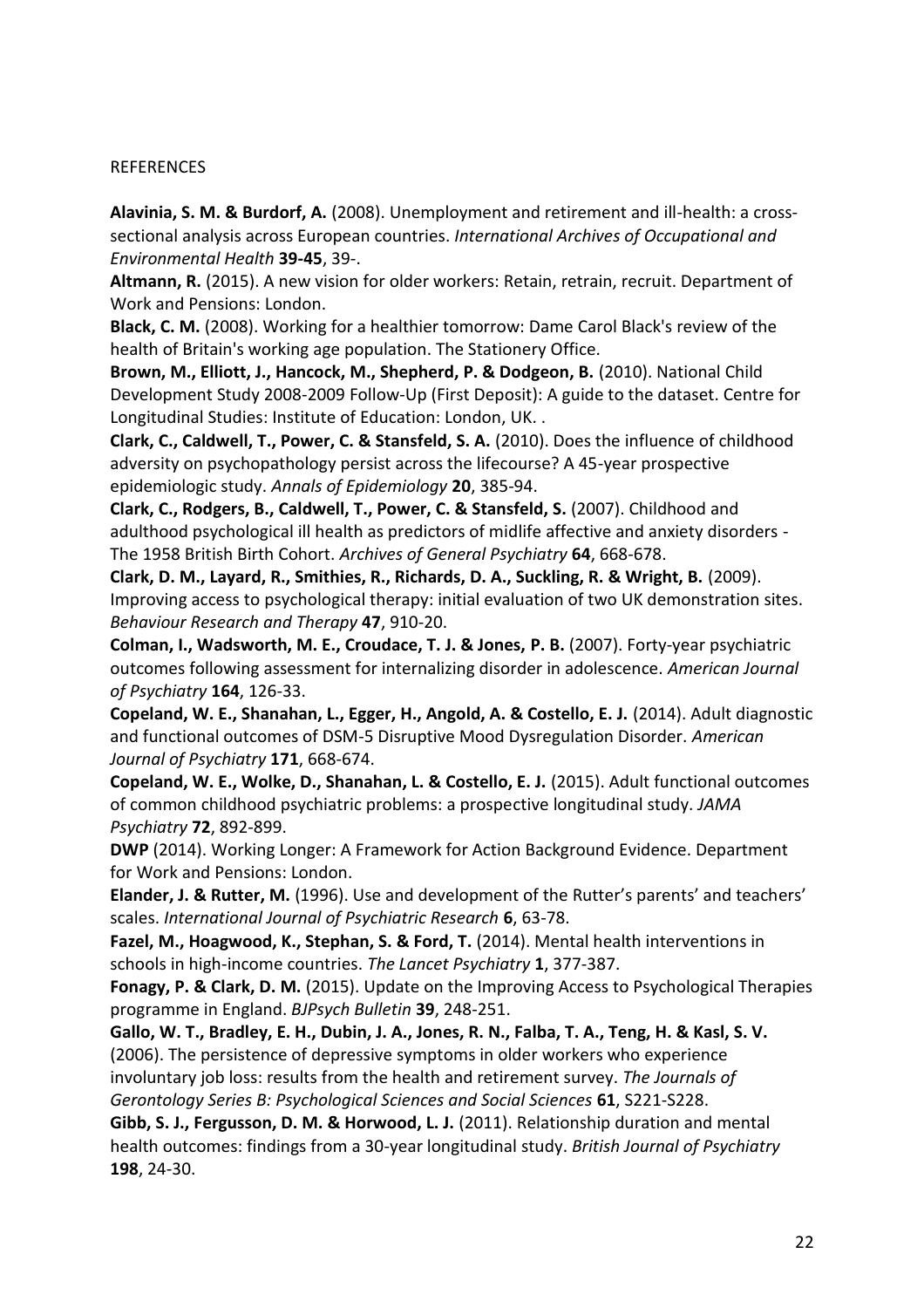REFERENCES

**Alavinia, S. M. & Burdorf, A.** (2008). Unemployment and retirement and ill-health: a cross-sectional analysis across European countries. *International Archives of Occupational and Environmental Health* **39-45**, 39-.

**Altmann, R.** (2015). A new vision for older workers: Retain, retrain, recruit. Department of Work and Pensions: London.

**Black, C. M.** (2008). Working for a healthier tomorrow: Dame Carol Black's review of the health of Britain's working age population. The Stationery Office.

**Brown, M., Elliott, J., Hancock, M., Shepherd, P. & Dodgeon, B.** (2010). National Child Development Study 2008-2009 Follow-Up (First Deposit): A guide to the dataset. Centre for Longitudinal Studies: Institute of Education: London, UK. .

**Clark, C., Caldwell, T., Power, C. & Stansfeld, S. A.** (2010). Does the influence of childhood adversity on psychopathology persist across the lifecourse? A 45-year prospective epidemiologic study. *Annals of Epidemiology* **20**, 385-94.

**Clark, C., Rodgers, B., Caldwell, T., Power, C. & Stansfeld, S.** (2007). Childhood and adulthood psychological ill health as predictors of midlife affective and anxiety disorders - The 1958 British Birth Cohort. *Archives of General Psychiatry* **64**, 668-678.

**Clark, D. M., Layard, R., Smithies, R., Richards, D. A., Suckling, R. & Wright, B.** (2009). Improving access to psychological therapy: initial evaluation of two UK demonstration sites. *Behaviour Research and Therapy* **47**, 910-20.

**Colman, I., Wadsworth, M. E., Croudace, T. J. & Jones, P. B.** (2007). Forty-year psychiatric outcomes following assessment for internalizing disorder in adolescence. *American Journal of Psychiatry* **164**, 126-33.

**Copeland, W. E., Shanahan, L., Egger, H., Angold, A. & Costello, E. J.** (2014). Adult diagnostic and functional outcomes of DSM-5 Disruptive Mood Dysregulation Disorder. *American Journal of Psychiatry* **171**, 668-674.

**Copeland, W. E., Wolke, D., Shanahan, L. & Costello, E. J.** (2015). Adult functional outcomes of common childhood psychiatric problems: a prospective longitudinal study. *JAMA Psychiatry* **72**, 892-899.

**DWP** (2014). Working Longer: A Framework for Action Background Evidence. Department for Work and Pensions: London.

**Elander, J. & Rutter, M.** (1996). Use and development of the Rutter's parents' and teachers' scales. *International Journal of Psychiatric Research* **6**, 63-78.

**Fazel, M., Hoagwood, K., Stephan, S. & Ford, T.** (2014). Mental health interventions in schools in high-income countries. *The Lancet Psychiatry* **1**, 377-387.

**Fonagy, P. & Clark, D. M.** (2015). Update on the Improving Access to Psychological Therapies programme in England. *BJPsych Bulletin* **39**, 248-251.

**Gallo, W. T., Bradley, E. H., Dubin, J. A., Jones, R. N., Falba, T. A., Teng, H. & Kasl, S. V.** (2006). The persistence of depressive symptoms in older workers who experience involuntary job loss: results from the health and retirement survey. *The Journals of Gerontology Series B: Psychological Sciences and Social Sciences* **61**, S221-S228.

**Gibb, S. J., Fergusson, D. M. & Horwood, L. J.** (2011). Relationship duration and mental health outcomes: findings from a 30-year longitudinal study. *British Journal of Psychiatry* **198**, 24-30.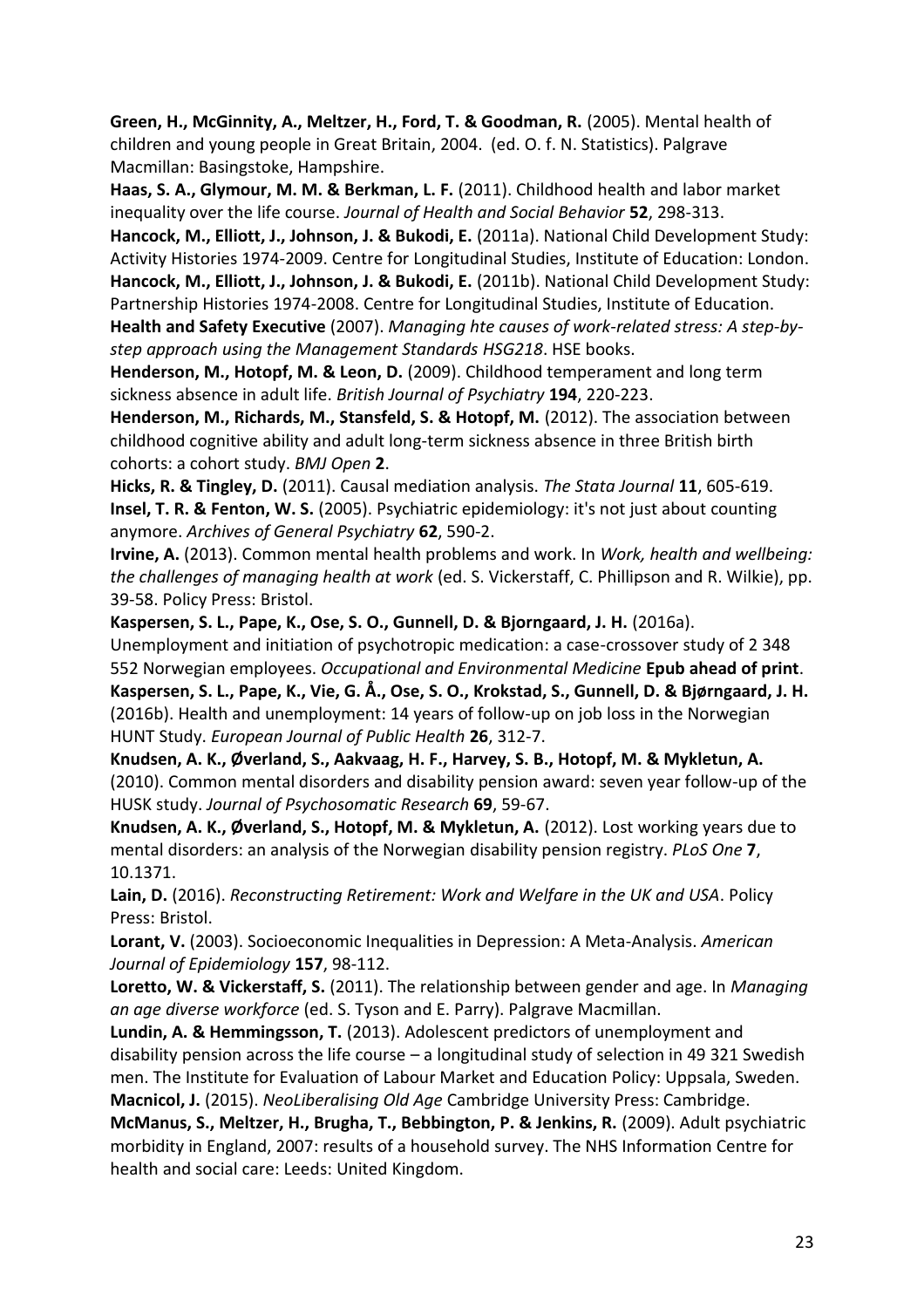**Green, H., McGinnity, A., Meltzer, H., Ford, T. & Goodman, R.** (2005). Mental health of children and young people in Great Britain, 2004. (ed. O. f. N. Statistics). Palgrave Macmillan: Basingstoke, Hampshire.

**Haas, S. A., Glymour, M. M. & Berkman, L. F.** (2011). Childhood health and labor market inequality over the life course. *Journal of Health and Social Behavior* **52**, 298-313.

**Hancock, M., Elliott, J., Johnson, J. & Bukodi, E.** (2011a). National Child Development Study: Activity Histories 1974-2009. Centre for Longitudinal Studies, Institute of Education: London.

**Hancock, M., Elliott, J., Johnson, J. & Bukodi, E.** (2011b). National Child Development Study: Partnership Histories 1974-2008. Centre for Longitudinal Studies, Institute of Education.

**Health and Safety Executive** (2007). *Managing hte causes of work-related stress: A step-by-step approach using the Management Standards HSG218*. HSE books.

**Henderson, M., Hotopf, M. & Leon, D.** (2009). Childhood temperament and long term sickness absence in adult life. *British Journal of Psychiatry* **194**, 220-223.

**Henderson, M., Richards, M., Stansfeld, S. & Hotopf, M.** (2012). The association between childhood cognitive ability and adult long-term sickness absence in three British birth cohorts: a cohort study. *BMJ Open* **2**.

**Hicks, R. & Tingley, D.** (2011). Causal mediation analysis. *The Stata Journal* **11**, 605-619.

**Insel, T. R. & Fenton, W. S.** (2005). Psychiatric epidemiology: it's not just about counting anymore. *Archives of General Psychiatry* **62**, 590-2.

**Irvine, A.** (2013). Common mental health problems and work. In *Work, health and wellbeing: the challenges of managing health at work* (ed. S. Vickerstaff, C. Phillipson and R. Wilkie), pp. 39-58. Policy Press: Bristol.

**Kaspersen, S. L., Pape, K., Ose, S. O., Gunnell, D. & Bjorngaard, J. H.** (2016a). Unemployment and initiation of psychotropic medication: a case-crossover study of 2 348 552 Norwegian employees. *Occupational and Environmental Medicine* **Epub ahead of print**.

**Kaspersen, S. L., Pape, K., Vie, G. Å., Ose, S. O., Krokstad, S., Gunnell, D. & Bjørngaard, J. H.** (2016b). Health and unemployment: 14 years of follow-up on job loss in the Norwegian HUNT Study. *European Journal of Public Health* **26**, 312-7.

**Knudsen, A. K., Øverland, S., Aakvaag, H. F., Harvey, S. B., Hotopf, M. & Mykletun, A.** (2010). Common mental disorders and disability pension award: seven year follow-up of the HUSK study. *Journal of Psychosomatic Research* **69**, 59-67.

**Knudsen, A. K., Øverland, S., Hotopf, M. & Mykletun, A.** (2012). Lost working years due to mental disorders: an analysis of the Norwegian disability pension registry. *PLoS One* **7**, 10.1371.

**Lain, D.** (2016). *Reconstructing Retirement: Work and Welfare in the UK and USA*. Policy Press: Bristol.

**Lorant, V.** (2003). Socioeconomic Inequalities in Depression: A Meta-Analysis. *American Journal of Epidemiology* **157**, 98-112.

**Loretto, W. & Vickerstaff, S.** (2011). The relationship between gender and age. In *Managing an age diverse workforce* (ed. S. Tyson and E. Parry). Palgrave Macmillan.

**Lundin, A. & Hemmingsson, T.** (2013). Adolescent predictors of unemployment and disability pension across the life course – a longitudinal study of selection in 49 321 Swedish men. The Institute for Evaluation of Labour Market and Education Policy: Uppsala, Sweden.

**Macnicol, J.** (2015). *NeoLiberalising Old Age* Cambridge University Press: Cambridge.

**McManus, S., Meltzer, H., Brugha, T., Bebbington, P. & Jenkins, R.** (2009). Adult psychiatric morbidity in England, 2007: results of a household survey. The NHS Information Centre for health and social care: Leeds: United Kingdom.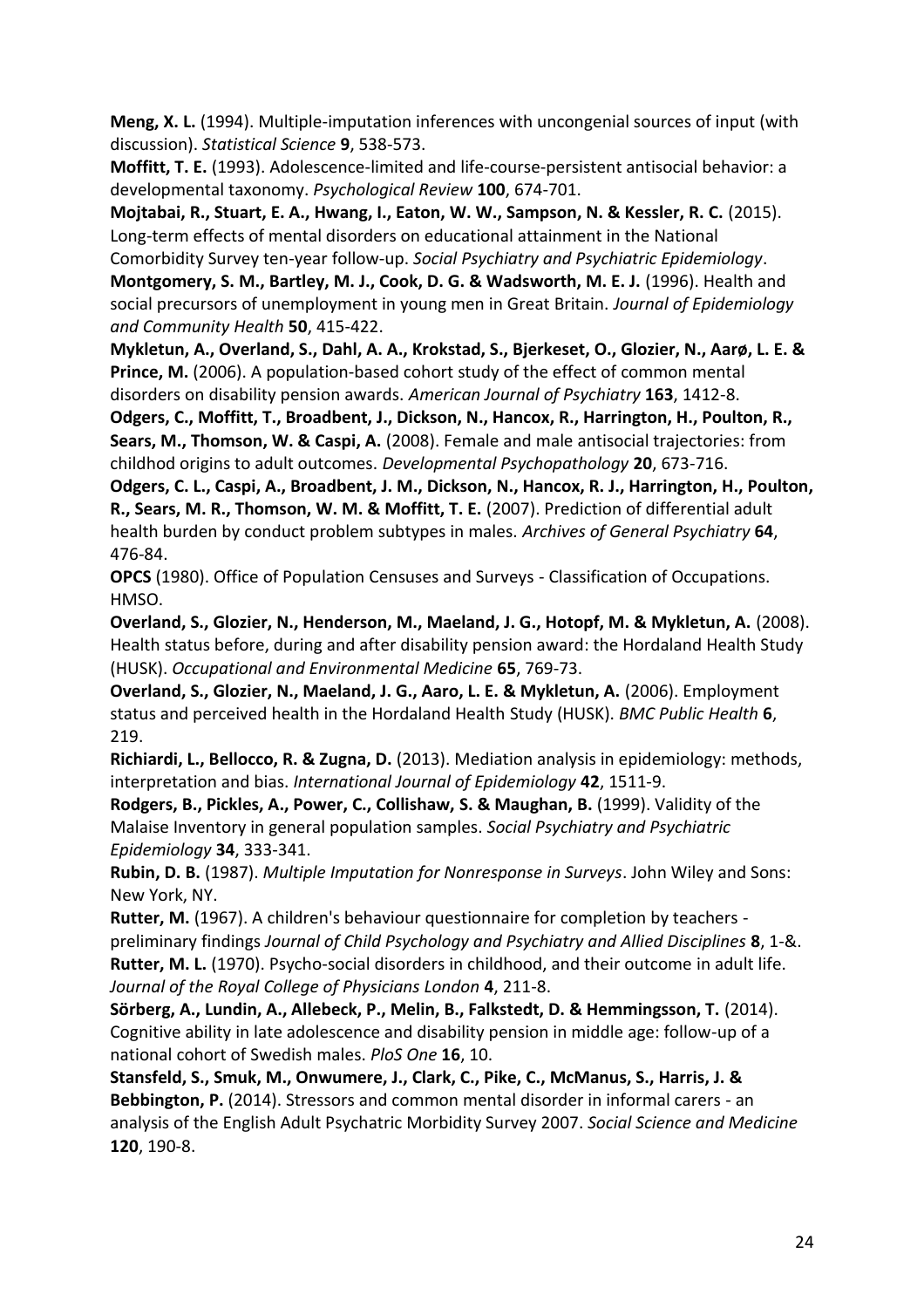**Meng, X. L.** (1994). Multiple-imputation inferences with uncongenial sources of input (with discussion). *Statistical Science* **9**, 538-573.

**Moffitt, T. E.** (1993). Adolescence-limited and life-course-persistent antisocial behavior: a developmental taxonomy. *Psychological Review* **100**, 674-701.

**Mojtabai, R., Stuart, E. A., Hwang, I., Eaton, W. W., Sampson, N. & Kessler, R. C.** (2015). Long-term effects of mental disorders on educational attainment in the National Comorbidity Survey ten-year follow-up. *Social Psychiatry and Psychiatric Epidemiology*.

**Montgomery, S. M., Bartley, M. J., Cook, D. G. & Wadsworth, M. E. J.** (1996). Health and social precursors of unemployment in young men in Great Britain. *Journal of Epidemiology and Community Health* **50**, 415-422.

**Mykletun, A., Overland, S., Dahl, A. A., Krokstad, S., Bjerkeset, O., Glozier, N., Aarø, L. E. & Prince, M.** (2006). A population-based cohort study of the effect of common mental disorders on disability pension awards. *American Journal of Psychiatry* **163**, 1412-8.

**Odgers, C., Moffitt, T., Broadbent, J., Dickson, N., Hancox, R., Harrington, H., Poulton, R., Sears, M., Thomson, W. & Caspi, A.** (2008). Female and male antisocial trajectories: from childhod origins to adult outcomes. *Developmental Psychopathology* **20**, 673-716.

**Odgers, C. L., Caspi, A., Broadbent, J. M., Dickson, N., Hancox, R. J., Harrington, H., Poulton, R., Sears, M. R., Thomson, W. M. & Moffitt, T. E.** (2007). Prediction of differential adult health burden by conduct problem subtypes in males. *Archives of General Psychiatry* **64**, 476-84.

**OPCS** (1980). Office of Population Censuses and Surveys - Classification of Occupations. HMSO.

**Overland, S., Glozier, N., Henderson, M., Maeland, J. G., Hotopf, M. & Mykletun, A.** (2008). Health status before, during and after disability pension award: the Hordaland Health Study (HUSK). *Occupational and Environmental Medicine* **65**, 769-73.

**Overland, S., Glozier, N., Maeland, J. G., Aaro, L. E. & Mykletun, A.** (2006). Employment status and perceived health in the Hordaland Health Study (HUSK). *BMC Public Health* **6**, 219.

**Richiardi, L., Bellocco, R. & Zugna, D.** (2013). Mediation analysis in epidemiology: methods, interpretation and bias. *International Journal of Epidemiology* **42**, 1511-9.

**Rodgers, B., Pickles, A., Power, C., Collishaw, S. & Maughan, B.** (1999). Validity of the Malaise Inventory in general population samples. *Social Psychiatry and Psychiatric Epidemiology* **34**, 333-341.

**Rubin, D. B.** (1987). *Multiple Imputation for Nonresponse in Surveys*. John Wiley and Sons: New York, NY.

**Rutter, M.** (1967). A children's behaviour questionnaire for completion by teachers - preliminary findings *Journal of Child Psychology and Psychiatry and Allied Disciplines* **8**, 1-&.

**Rutter, M. L.** (1970). Psycho-social disorders in childhood, and their outcome in adult life. *Journal of the Royal College of Physicians London* **4**, 211-8.

**Sörberg, A., Lundin, A., Allebeck, P., Melin, B., Falkstedt, D. & Hemmingsson, T.** (2014). Cognitive ability in late adolescence and disability pension in middle age: follow-up of a national cohort of Swedish males. *PloS One* **16**, 10.

**Stansfeld, S., Smuk, M., Onwumere, J., Clark, C., Pike, C., McManus, S., Harris, J. & Bebbington, P.** (2014). Stressors and common mental disorder in informal carers - an analysis of the English Adult Psychatric Morbidity Survey 2007. *Social Science and Medicine* **120**, 190-8.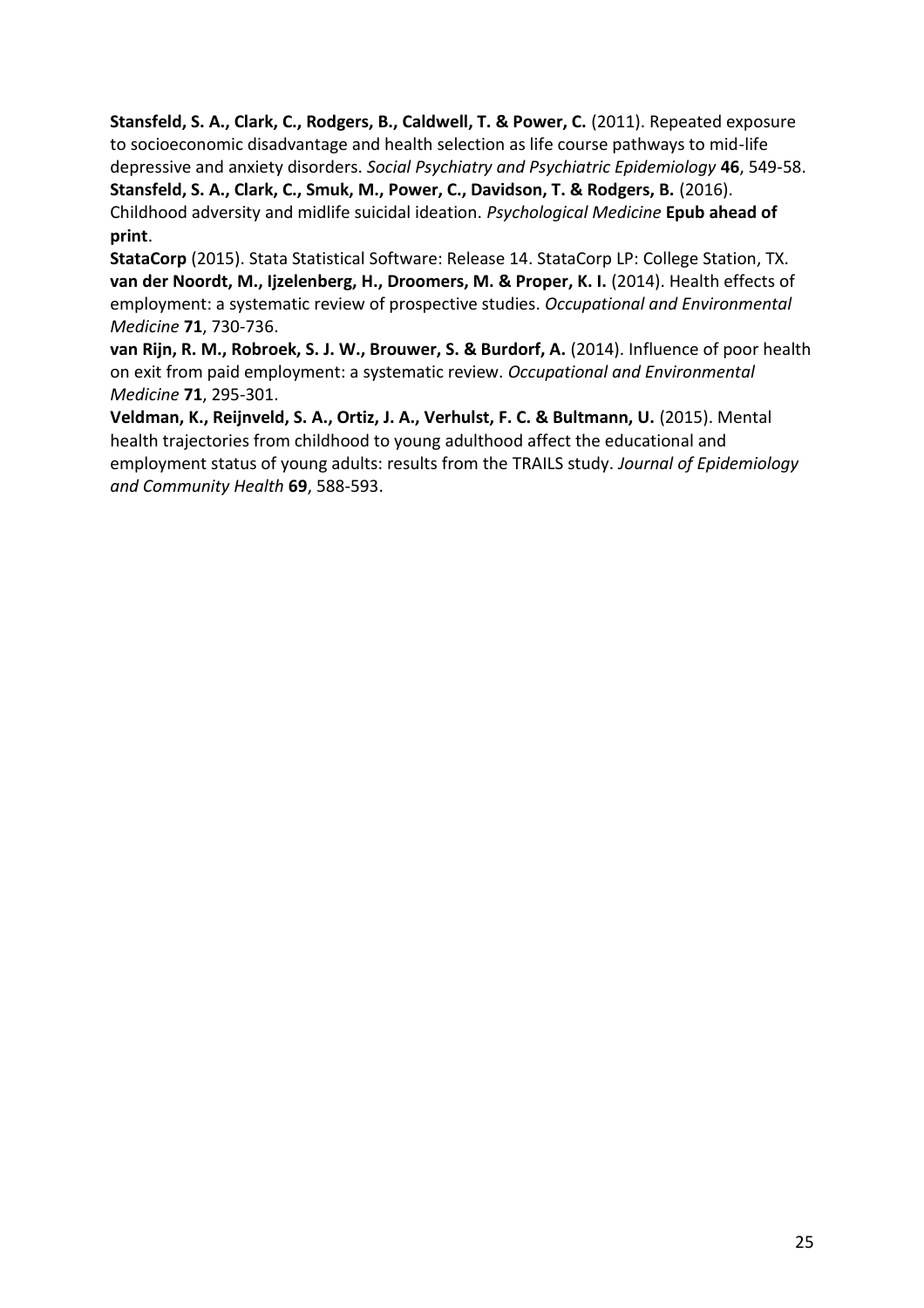**Stansfeld, S. A., Clark, C., Rodgers, B., Caldwell, T. & Power, C.** (2011). Repeated exposure to socioeconomic disadvantage and health selection as life course pathways to mid-life depressive and anxiety disorders. *Social Psychiatry and Psychiatric Epidemiology* **46**, 549-58.

**Stansfeld, S. A., Clark, C., Smuk, M., Power, C., Davidson, T. & Rodgers, B.** (2016). Childhood adversity and midlife suicidal ideation. *Psychological Medicine* **Epub ahead of print**.

**StataCorp** (2015). Stata Statistical Software: Release 14. StataCorp LP: College Station, TX.

**van der Noordt, M., Ijzelenberg, H., Droomers, M. & Proper, K. I.** (2014). Health effects of employment: a systematic review of prospective studies. *Occupational and Environmental Medicine* **71**, 730-736.

**van Rijn, R. M., Robroek, S. J. W., Brouwer, S. & Burdorf, A.** (2014). Influence of poor health on exit from paid employment: a systematic review. *Occupational and Environmental Medicine* **71**, 295-301.

**Veldman, K., Reijnveld, S. A., Ortiz, J. A., Verhulst, F. C. & Bultmann, U.** (2015). Mental health trajectories from childhood to young adulthood affect the educational and employment status of young adults: results from the TRAILS study. *Journal of Epidemiology and Community Health* **69**, 588-593.